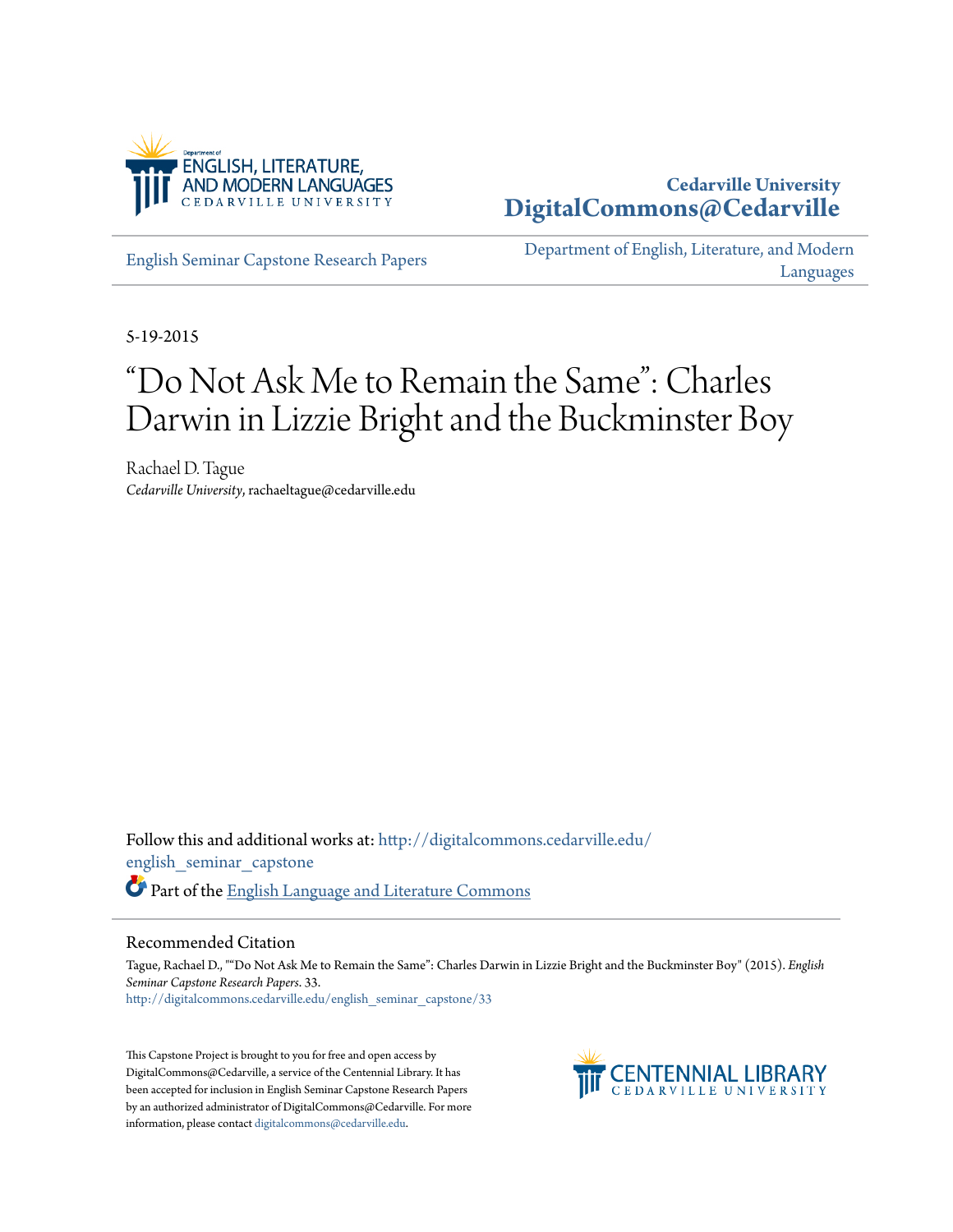Department of ENGLISH, LITERATURE, AND MODERN LANGUAGES
CEDARVILLE UNIVERSITY

**Cedarville University**
**DigitalCommons@Cedarville**

English Seminar Capstone Research Papers | Department of English, Literature, and Modern Languages

5-19-2015

# "Do Not Ask Me to Remain the Same": Charles Darwin in Lizzie Bright and the Buckminster Boy

Rachael D. Tague
*Cedarville University*, rachaeltague@cedarville.edu

Follow this and additional works at: http://digitalcommons.cedarville.edu/english_seminar_capstone

Part of the English Language and Literature Commons

## Recommended Citation

Tague, Rachael D., ""Do Not Ask Me to Remain the Same": Charles Darwin in Lizzie Bright and the Buckminster Boy" (2015). *English Seminar Capstone Research Papers*. 33.
http://digitalcommons.cedarville.edu/english_seminar_capstone/33

This Capstone Project is brought to you for free and open access by DigitalCommons@Cedarville, a service of the Centennial Library. It has been accepted for inclusion in English Seminar Capstone Research Papers by an authorized administrator of DigitalCommons@Cedarville. For more information, please contact digitalcommons@cedarville.edu.

CENTENNIAL LIBRARY
CEDARVILLE UNIVERSITY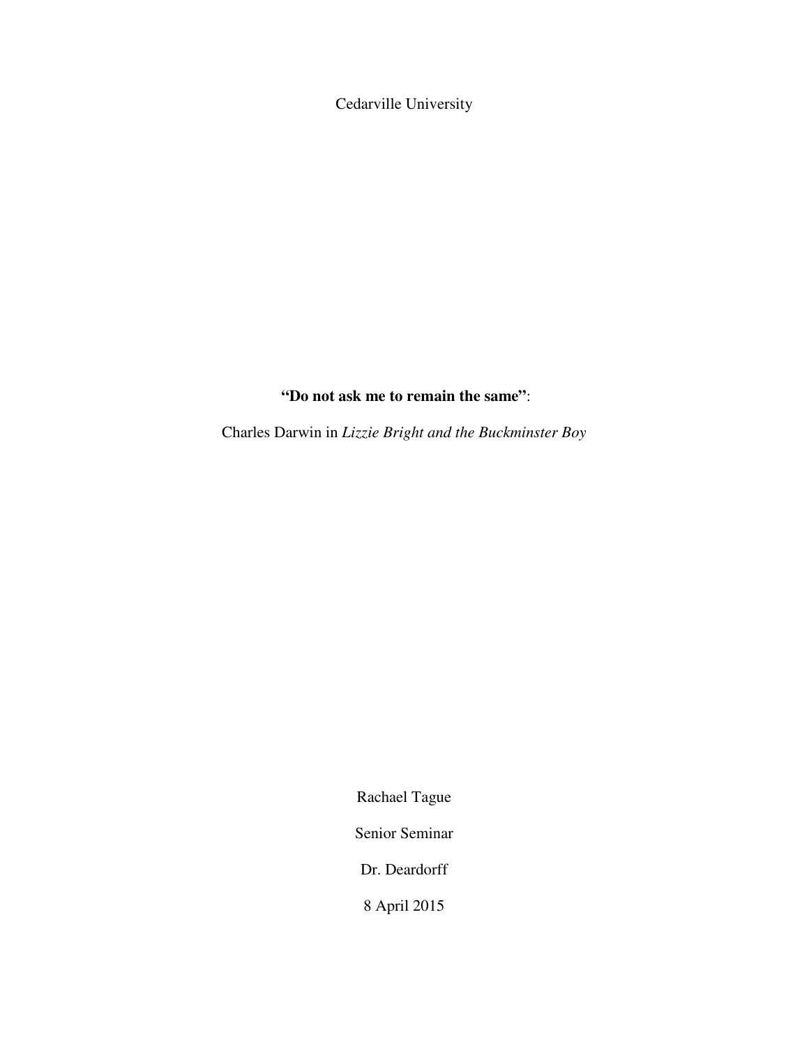Cedarville University

**"Do not ask me to remain the same"**:

Charles Darwin in *Lizzie Bright and the Buckminster Boy*

Rachael Tague

Senior Seminar

Dr. Deardorff

8 April 2015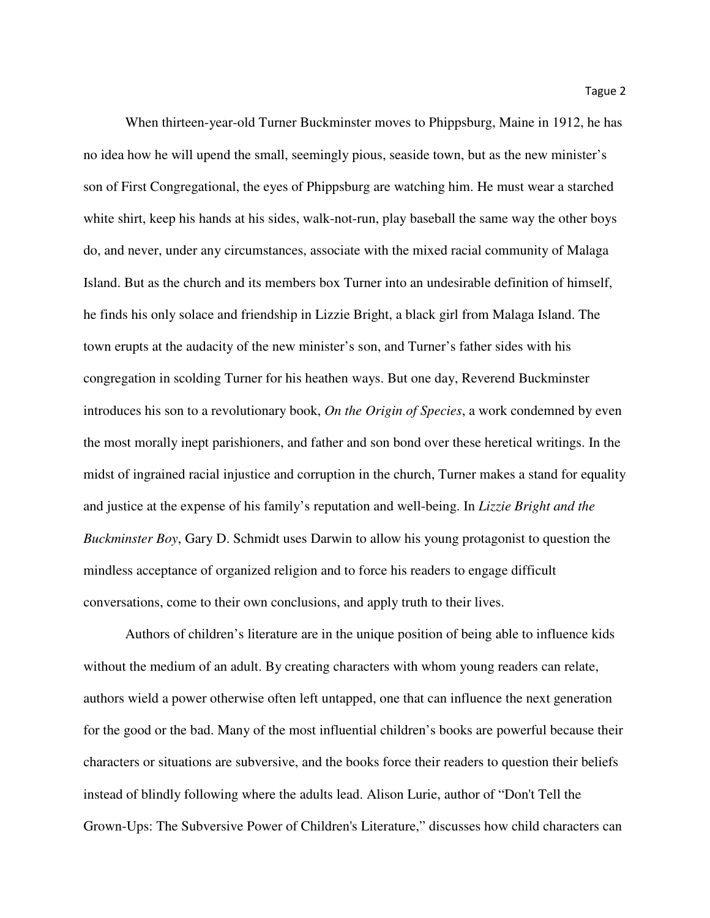When thirteen-year-old Turner Buckminster moves to Phippsburg, Maine in 1912, he has no idea how he will upend the small, seemingly pious, seaside town, but as the new minister's son of First Congregational, the eyes of Phippsburg are watching him. He must wear a starched white shirt, keep his hands at his sides, walk-not-run, play baseball the same way the other boys do, and never, under any circumstances, associate with the mixed racial community of Malaga Island. But as the church and its members box Turner into an undesirable definition of himself, he finds his only solace and friendship in Lizzie Bright, a black girl from Malaga Island. The town erupts at the audacity of the new minister's son, and Turner's father sides with his congregation in scolding Turner for his heathen ways. But one day, Reverend Buckminster introduces his son to a revolutionary book, *On the Origin of Species*, a work condemned by even the most morally inept parishioners, and father and son bond over these heretical writings. In the midst of ingrained racial injustice and corruption in the church, Turner makes a stand for equality and justice at the expense of his family's reputation and well-being. In *Lizzie Bright and the Buckminster Boy*, Gary D. Schmidt uses Darwin to allow his young protagonist to question the mindless acceptance of organized religion and to force his readers to engage difficult conversations, come to their own conclusions, and apply truth to their lives.

Authors of children's literature are in the unique position of being able to influence kids without the medium of an adult. By creating characters with whom young readers can relate, authors wield a power otherwise often left untapped, one that can influence the next generation for the good or the bad. Many of the most influential children's books are powerful because their characters or situations are subversive, and the books force their readers to question their beliefs instead of blindly following where the adults lead. Alison Lurie, author of "Don't Tell the Grown-Ups: The Subversive Power of Children's Literature," discusses how child characters can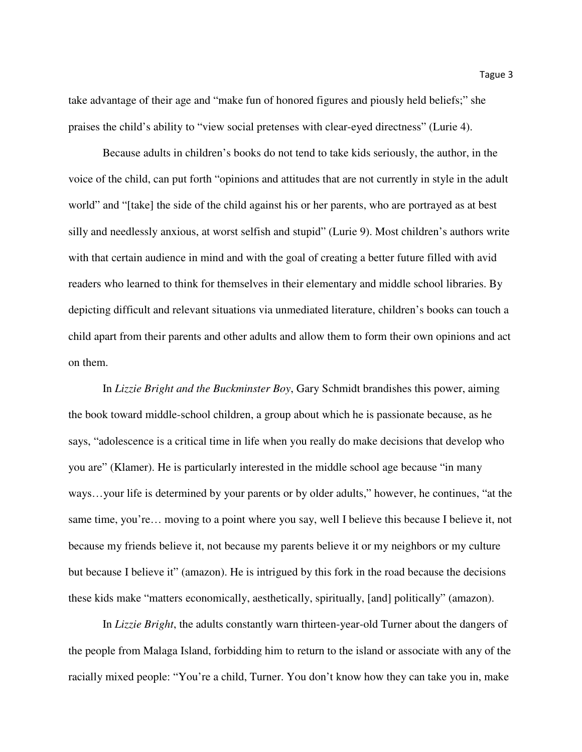take advantage of their age and "make fun of honored figures and piously held beliefs;" she praises the child's ability to "view social pretenses with clear-eyed directness" (Lurie 4).

Because adults in children's books do not tend to take kids seriously, the author, in the voice of the child, can put forth "opinions and attitudes that are not currently in style in the adult world" and "[take] the side of the child against his or her parents, who are portrayed as at best silly and needlessly anxious, at worst selfish and stupid" (Lurie 9). Most children's authors write with that certain audience in mind and with the goal of creating a better future filled with avid readers who learned to think for themselves in their elementary and middle school libraries. By depicting difficult and relevant situations via unmediated literature, children's books can touch a child apart from their parents and other adults and allow them to form their own opinions and act on them.

In *Lizzie Bright and the Buckminster Boy*, Gary Schmidt brandishes this power, aiming the book toward middle-school children, a group about which he is passionate because, as he says, "adolescence is a critical time in life when you really do make decisions that develop who you are" (Klamer). He is particularly interested in the middle school age because "in many ways…your life is determined by your parents or by older adults," however, he continues, "at the same time, you're… moving to a point where you say, well I believe this because I believe it, not because my friends believe it, not because my parents believe it or my neighbors or my culture but because I believe it" (amazon). He is intrigued by this fork in the road because the decisions these kids make "matters economically, aesthetically, spiritually, [and] politically" (amazon).

In *Lizzie Bright*, the adults constantly warn thirteen-year-old Turner about the dangers of the people from Malaga Island, forbidding him to return to the island or associate with any of the racially mixed people: "You're a child, Turner. You don't know how they can take you in, make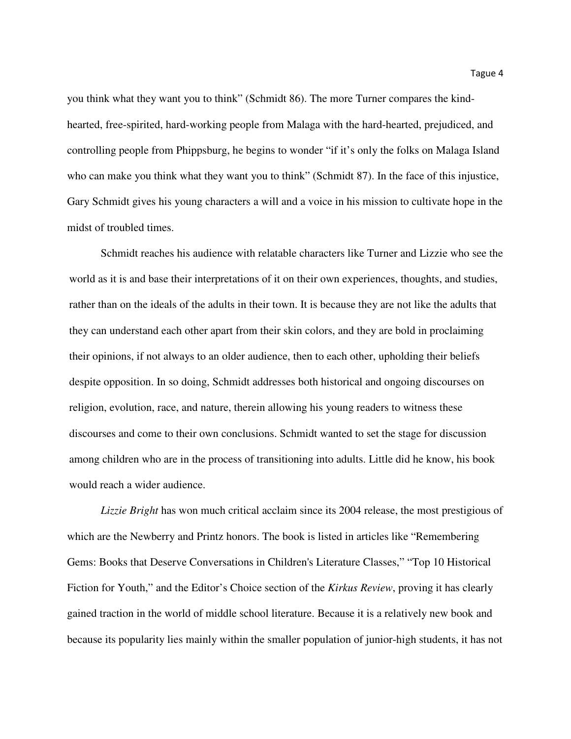you think what they want you to think" (Schmidt 86). The more Turner compares the kind-hearted, free-spirited, hard-working people from Malaga with the hard-hearted, prejudiced, and controlling people from Phippsburg, he begins to wonder "if it's only the folks on Malaga Island who can make you think what they want you to think" (Schmidt 87). In the face of this injustice, Gary Schmidt gives his young characters a will and a voice in his mission to cultivate hope in the midst of troubled times.

Schmidt reaches his audience with relatable characters like Turner and Lizzie who see the world as it is and base their interpretations of it on their own experiences, thoughts, and studies, rather than on the ideals of the adults in their town. It is because they are not like the adults that they can understand each other apart from their skin colors, and they are bold in proclaiming their opinions, if not always to an older audience, then to each other, upholding their beliefs despite opposition. In so doing, Schmidt addresses both historical and ongoing discourses on religion, evolution, race, and nature, therein allowing his young readers to witness these discourses and come to their own conclusions. Schmidt wanted to set the stage for discussion among children who are in the process of transitioning into adults. Little did he know, his book would reach a wider audience.

*Lizzie Bright* has won much critical acclaim since its 2004 release, the most prestigious of which are the Newberry and Printz honors. The book is listed in articles like "Remembering Gems: Books that Deserve Conversations in Children's Literature Classes," "Top 10 Historical Fiction for Youth," and the Editor's Choice section of the *Kirkus Review*, proving it has clearly gained traction in the world of middle school literature. Because it is a relatively new book and because its popularity lies mainly within the smaller population of junior-high students, it has not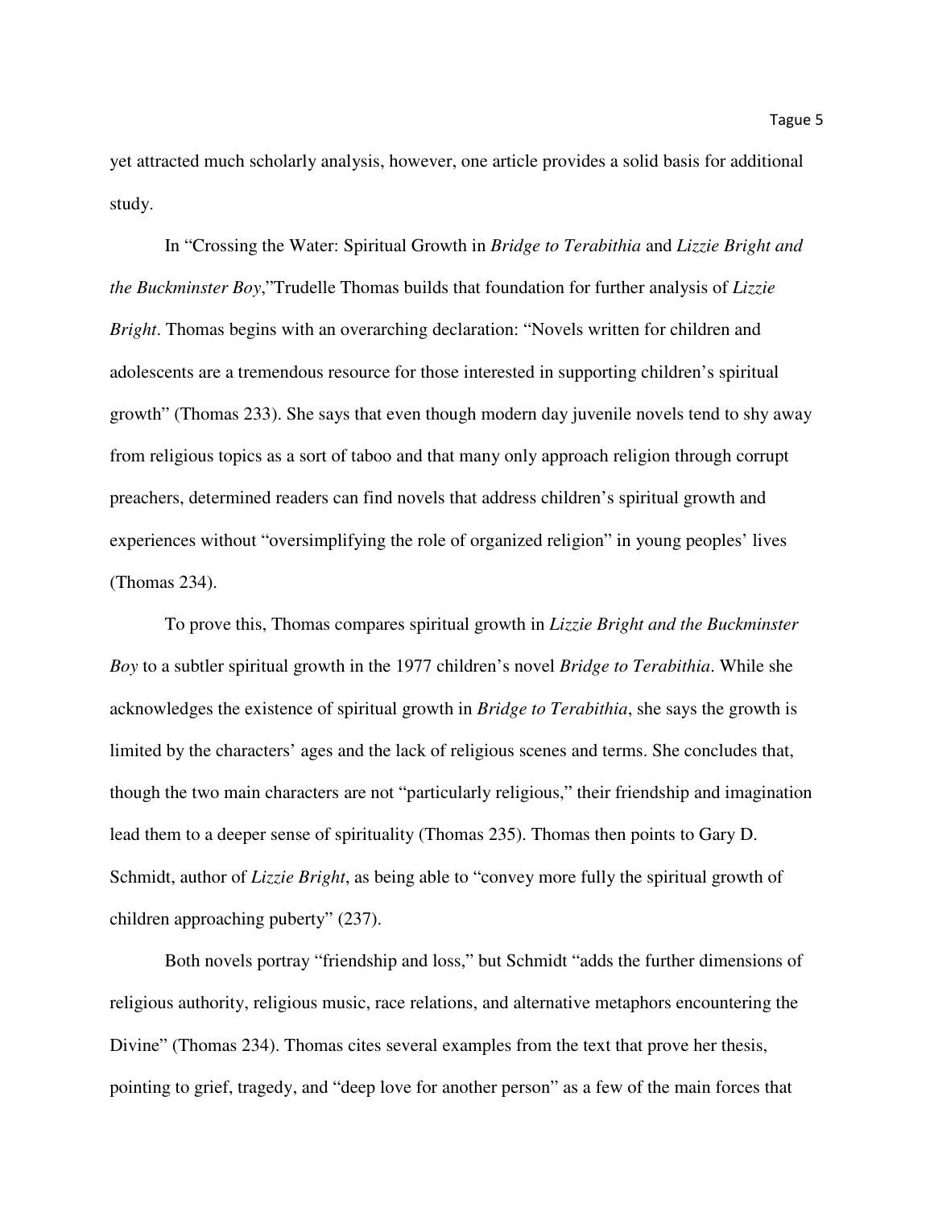yet attracted much scholarly analysis, however, one article provides a solid basis for additional study.

In "Crossing the Water: Spiritual Growth in *Bridge to Terabithia* and *Lizzie Bright and the Buckminster Boy*,"Trudelle Thomas builds that foundation for further analysis of *Lizzie Bright*. Thomas begins with an overarching declaration: "Novels written for children and adolescents are a tremendous resource for those interested in supporting children's spiritual growth" (Thomas 233). She says that even though modern day juvenile novels tend to shy away from religious topics as a sort of taboo and that many only approach religion through corrupt preachers, determined readers can find novels that address children's spiritual growth and experiences without "oversimplifying the role of organized religion" in young peoples' lives (Thomas 234).

To prove this, Thomas compares spiritual growth in *Lizzie Bright and the Buckminster Boy* to a subtler spiritual growth in the 1977 children's novel *Bridge to Terabithia*. While she acknowledges the existence of spiritual growth in *Bridge to Terabithia*, she says the growth is limited by the characters' ages and the lack of religious scenes and terms. She concludes that, though the two main characters are not "particularly religious," their friendship and imagination lead them to a deeper sense of spirituality (Thomas 235). Thomas then points to Gary D. Schmidt, author of *Lizzie Bright*, as being able to "convey more fully the spiritual growth of children approaching puberty" (237).

Both novels portray "friendship and loss," but Schmidt "adds the further dimensions of religious authority, religious music, race relations, and alternative metaphors encountering the Divine" (Thomas 234). Thomas cites several examples from the text that prove her thesis, pointing to grief, tragedy, and "deep love for another person" as a few of the main forces that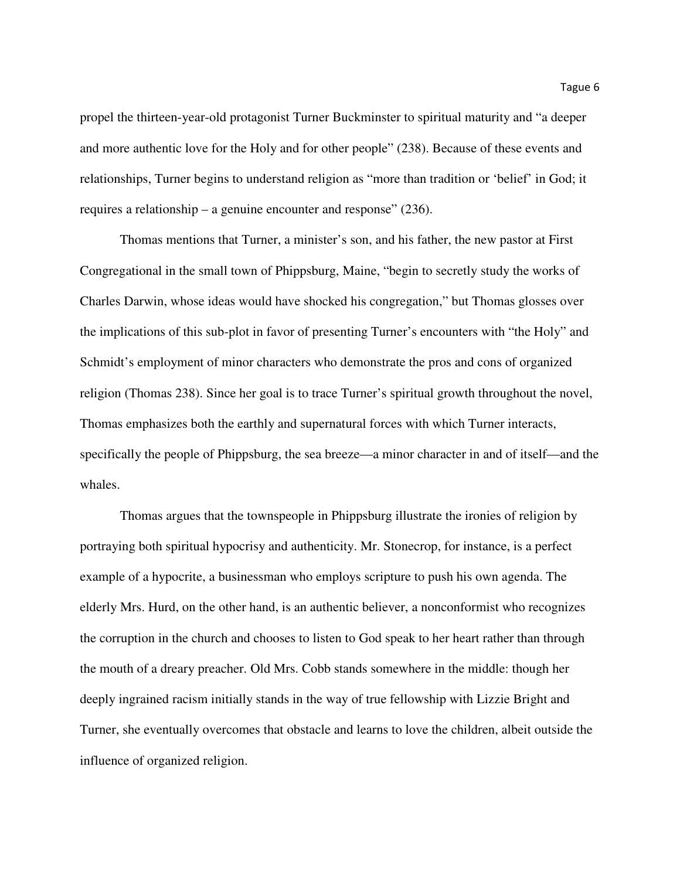propel the thirteen-year-old protagonist Turner Buckminster to spiritual maturity and "a deeper and more authentic love for the Holy and for other people" (238). Because of these events and relationships, Turner begins to understand religion as "more than tradition or 'belief' in God; it requires a relationship – a genuine encounter and response" (236).

Thomas mentions that Turner, a minister's son, and his father, the new pastor at First Congregational in the small town of Phippsburg, Maine, "begin to secretly study the works of Charles Darwin, whose ideas would have shocked his congregation," but Thomas glosses over the implications of this sub-plot in favor of presenting Turner's encounters with "the Holy" and Schmidt's employment of minor characters who demonstrate the pros and cons of organized religion (Thomas 238). Since her goal is to trace Turner's spiritual growth throughout the novel, Thomas emphasizes both the earthly and supernatural forces with which Turner interacts, specifically the people of Phippsburg, the sea breeze—a minor character in and of itself—and the whales.

Thomas argues that the townspeople in Phippsburg illustrate the ironies of religion by portraying both spiritual hypocrisy and authenticity. Mr. Stonecrop, for instance, is a perfect example of a hypocrite, a businessman who employs scripture to push his own agenda. The elderly Mrs. Hurd, on the other hand, is an authentic believer, a nonconformist who recognizes the corruption in the church and chooses to listen to God speak to her heart rather than through the mouth of a dreary preacher. Old Mrs. Cobb stands somewhere in the middle: though her deeply ingrained racism initially stands in the way of true fellowship with Lizzie Bright and Turner, she eventually overcomes that obstacle and learns to love the children, albeit outside the influence of organized religion.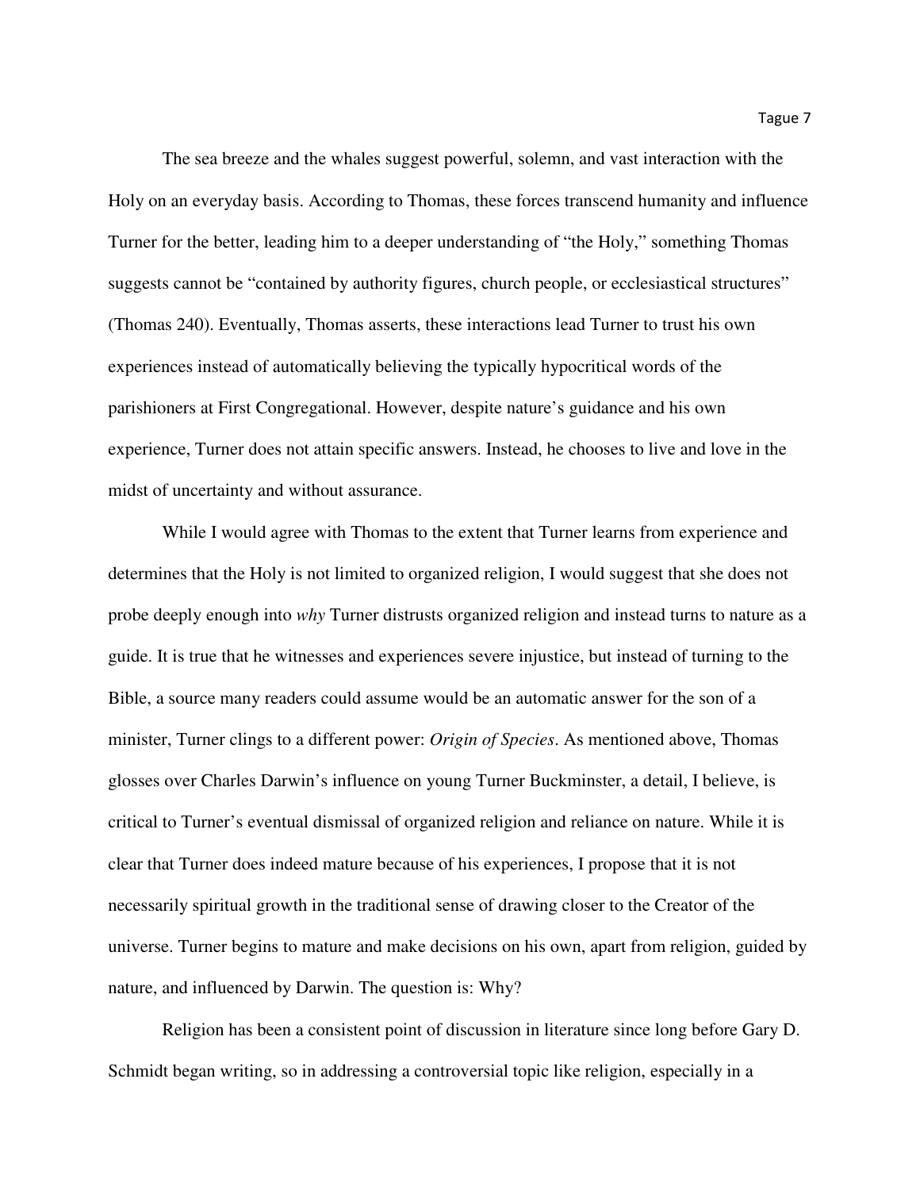The sea breeze and the whales suggest powerful, solemn, and vast interaction with the Holy on an everyday basis. According to Thomas, these forces transcend humanity and influence Turner for the better, leading him to a deeper understanding of "the Holy," something Thomas suggests cannot be "contained by authority figures, church people, or ecclesiastical structures" (Thomas 240). Eventually, Thomas asserts, these interactions lead Turner to trust his own experiences instead of automatically believing the typically hypocritical words of the parishioners at First Congregational. However, despite nature's guidance and his own experience, Turner does not attain specific answers. Instead, he chooses to live and love in the midst of uncertainty and without assurance.

While I would agree with Thomas to the extent that Turner learns from experience and determines that the Holy is not limited to organized religion, I would suggest that she does not probe deeply enough into *why* Turner distrusts organized religion and instead turns to nature as a guide. It is true that he witnesses and experiences severe injustice, but instead of turning to the Bible, a source many readers could assume would be an automatic answer for the son of a minister, Turner clings to a different power: *Origin of Species*. As mentioned above, Thomas glosses over Charles Darwin's influence on young Turner Buckminster, a detail, I believe, is critical to Turner's eventual dismissal of organized religion and reliance on nature. While it is clear that Turner does indeed mature because of his experiences, I propose that it is not necessarily spiritual growth in the traditional sense of drawing closer to the Creator of the universe. Turner begins to mature and make decisions on his own, apart from religion, guided by nature, and influenced by Darwin. The question is: Why?

Religion has been a consistent point of discussion in literature since long before Gary D. Schmidt began writing, so in addressing a controversial topic like religion, especially in a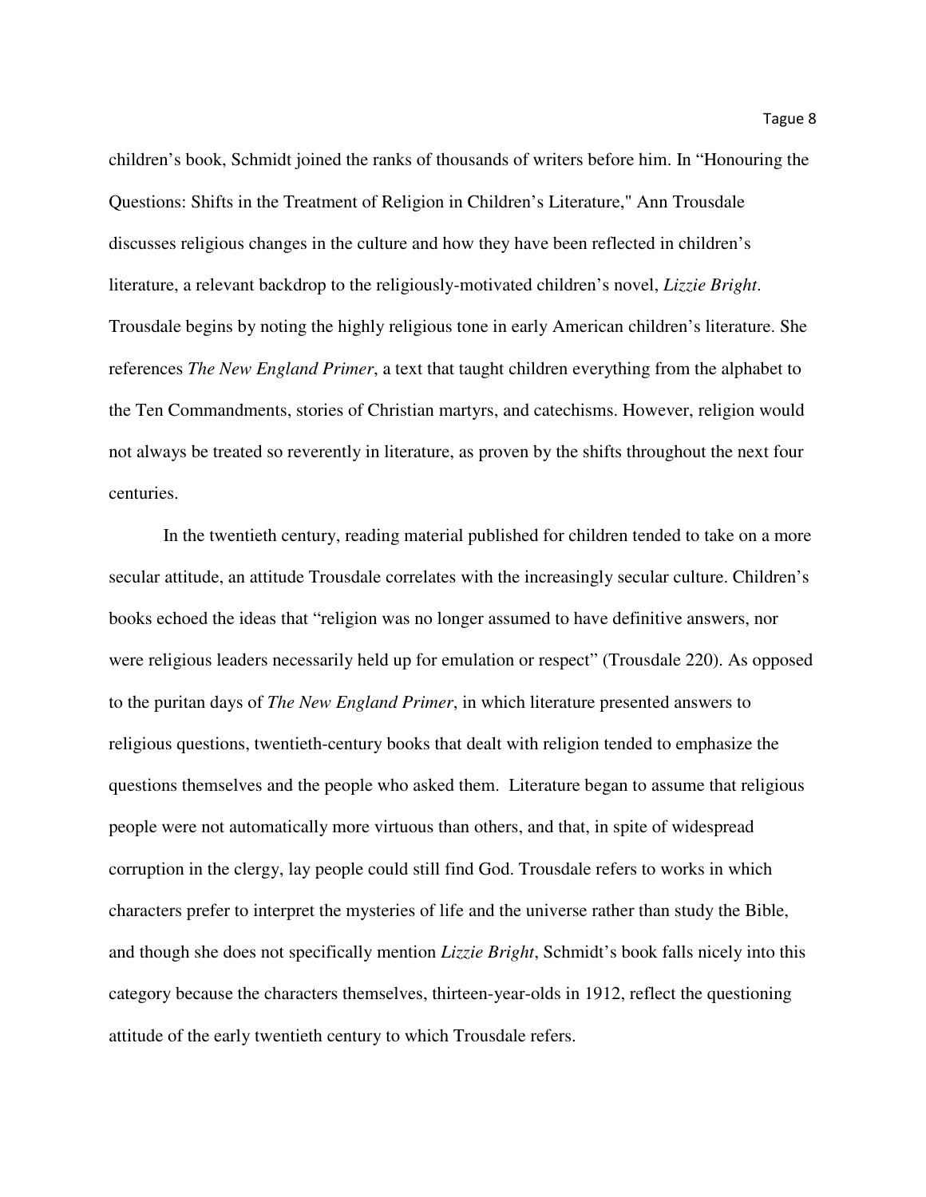children's book, Schmidt joined the ranks of thousands of writers before him. In "Honouring the Questions: Shifts in the Treatment of Religion in Children's Literature," Ann Trousdale discusses religious changes in the culture and how they have been reflected in children's literature, a relevant backdrop to the religiously-motivated children's novel, *Lizzie Bright*. Trousdale begins by noting the highly religious tone in early American children's literature. She references *The New England Primer*, a text that taught children everything from the alphabet to the Ten Commandments, stories of Christian martyrs, and catechisms. However, religion would not always be treated so reverently in literature, as proven by the shifts throughout the next four centuries.

In the twentieth century, reading material published for children tended to take on a more secular attitude, an attitude Trousdale correlates with the increasingly secular culture. Children's books echoed the ideas that "religion was no longer assumed to have definitive answers, nor were religious leaders necessarily held up for emulation or respect" (Trousdale 220). As opposed to the puritan days of *The New England Primer*, in which literature presented answers to religious questions, twentieth-century books that dealt with religion tended to emphasize the questions themselves and the people who asked them. Literature began to assume that religious people were not automatically more virtuous than others, and that, in spite of widespread corruption in the clergy, lay people could still find God. Trousdale refers to works in which characters prefer to interpret the mysteries of life and the universe rather than study the Bible, and though she does not specifically mention *Lizzie Bright*, Schmidt's book falls nicely into this category because the characters themselves, thirteen-year-olds in 1912, reflect the questioning attitude of the early twentieth century to which Trousdale refers.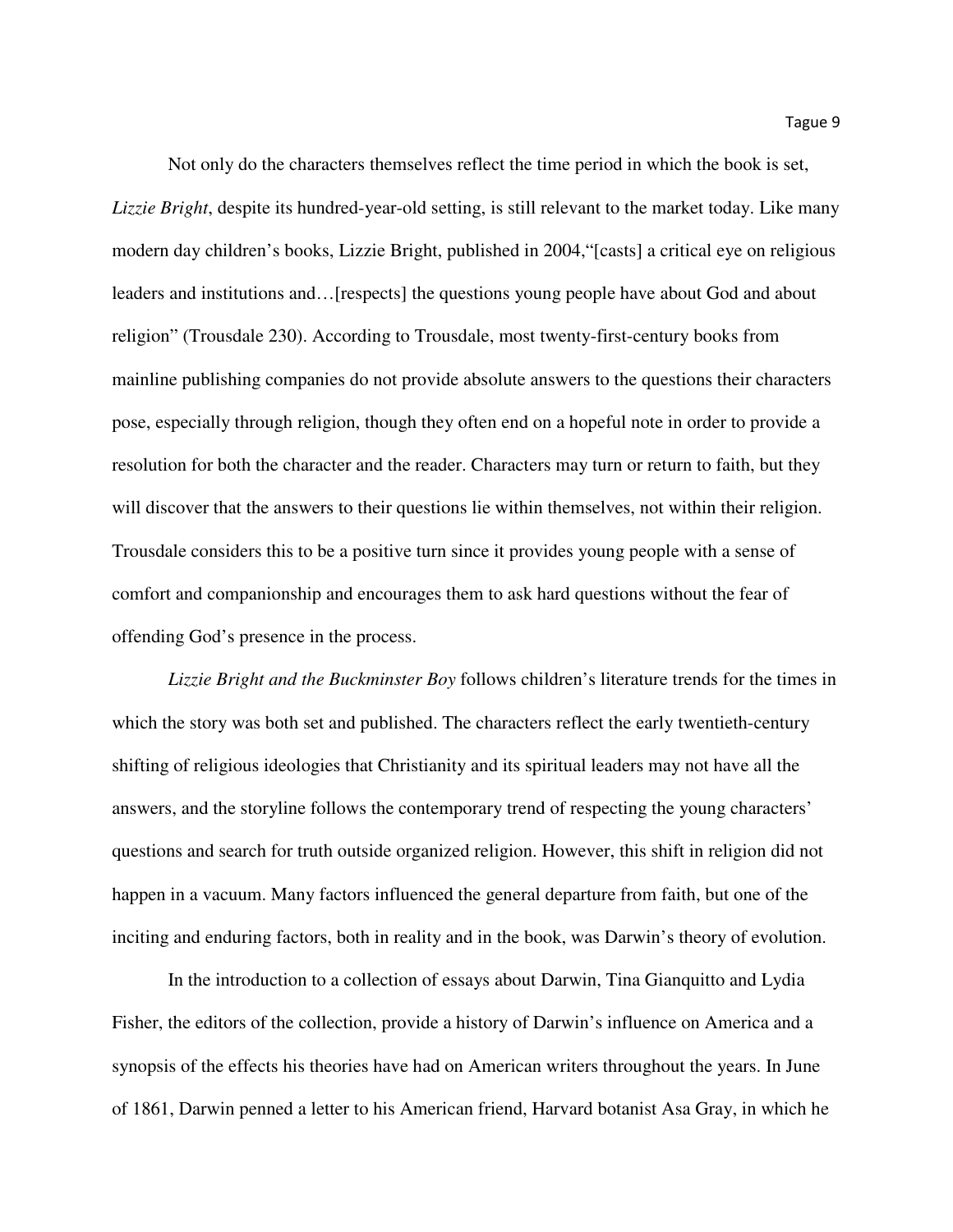Not only do the characters themselves reflect the time period in which the book is set, *Lizzie Bright*, despite its hundred-year-old setting, is still relevant to the market today. Like many modern day children's books, Lizzie Bright, published in 2004,"[casts] a critical eye on religious leaders and institutions and…[respects] the questions young people have about God and about religion" (Trousdale 230). According to Trousdale, most twenty-first-century books from mainline publishing companies do not provide absolute answers to the questions their characters pose, especially through religion, though they often end on a hopeful note in order to provide a resolution for both the character and the reader. Characters may turn or return to faith, but they will discover that the answers to their questions lie within themselves, not within their religion. Trousdale considers this to be a positive turn since it provides young people with a sense of comfort and companionship and encourages them to ask hard questions without the fear of offending God's presence in the process.

*Lizzie Bright and the Buckminster Boy* follows children's literature trends for the times in which the story was both set and published. The characters reflect the early twentieth-century shifting of religious ideologies that Christianity and its spiritual leaders may not have all the answers, and the storyline follows the contemporary trend of respecting the young characters' questions and search for truth outside organized religion. However, this shift in religion did not happen in a vacuum. Many factors influenced the general departure from faith, but one of the inciting and enduring factors, both in reality and in the book, was Darwin's theory of evolution.

In the introduction to a collection of essays about Darwin, Tina Gianquitto and Lydia Fisher, the editors of the collection, provide a history of Darwin's influence on America and a synopsis of the effects his theories have had on American writers throughout the years. In June of 1861, Darwin penned a letter to his American friend, Harvard botanist Asa Gray, in which he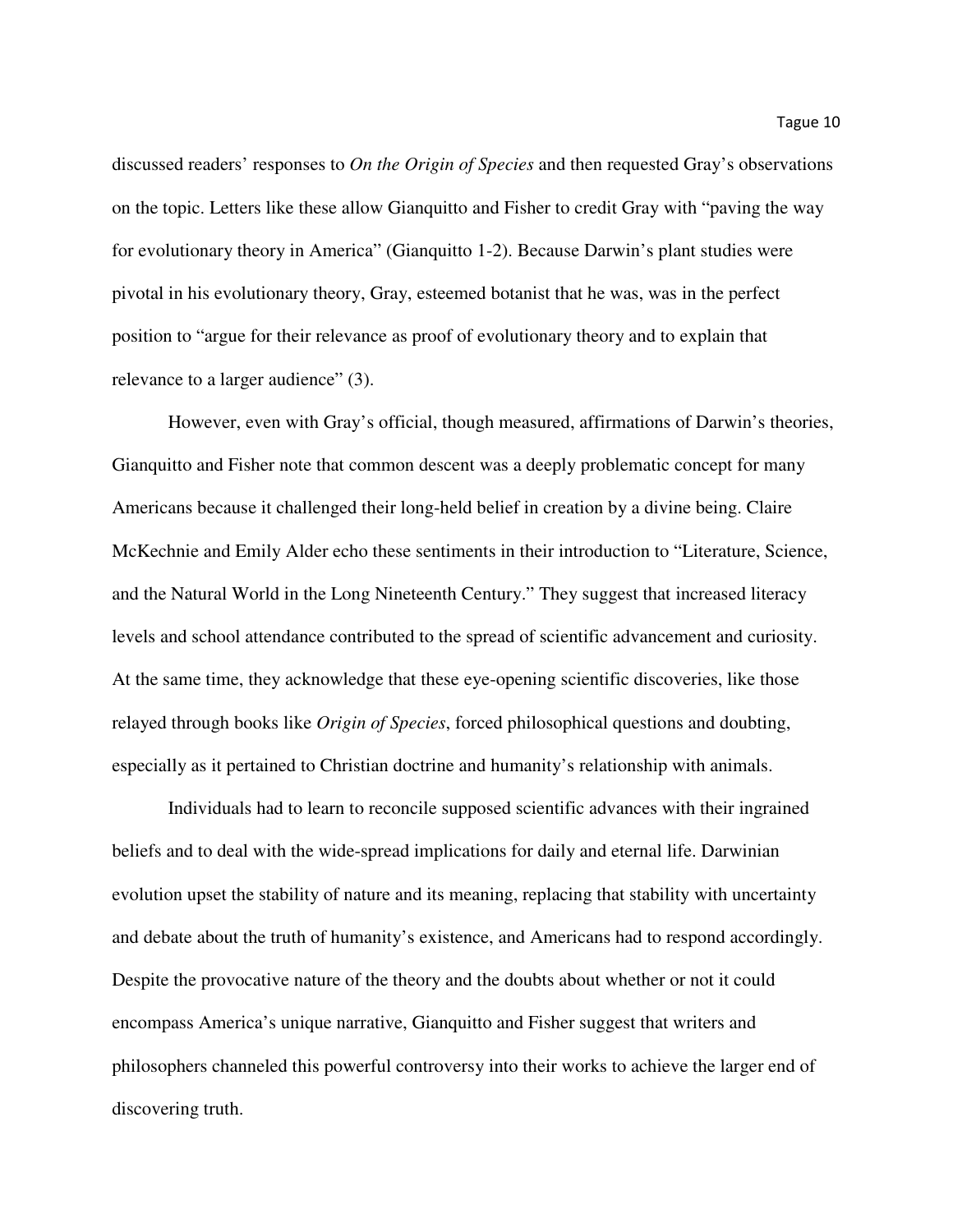discussed readers' responses to *On the Origin of Species* and then requested Gray's observations on the topic. Letters like these allow Gianquitto and Fisher to credit Gray with "paving the way for evolutionary theory in America" (Gianquitto 1-2). Because Darwin's plant studies were pivotal in his evolutionary theory, Gray, esteemed botanist that he was, was in the perfect position to "argue for their relevance as proof of evolutionary theory and to explain that relevance to a larger audience" (3).

However, even with Gray's official, though measured, affirmations of Darwin's theories, Gianquitto and Fisher note that common descent was a deeply problematic concept for many Americans because it challenged their long-held belief in creation by a divine being. Claire McKechnie and Emily Alder echo these sentiments in their introduction to "Literature, Science, and the Natural World in the Long Nineteenth Century." They suggest that increased literacy levels and school attendance contributed to the spread of scientific advancement and curiosity. At the same time, they acknowledge that these eye-opening scientific discoveries, like those relayed through books like *Origin of Species*, forced philosophical questions and doubting, especially as it pertained to Christian doctrine and humanity's relationship with animals.

Individuals had to learn to reconcile supposed scientific advances with their ingrained beliefs and to deal with the wide-spread implications for daily and eternal life. Darwinian evolution upset the stability of nature and its meaning, replacing that stability with uncertainty and debate about the truth of humanity's existence, and Americans had to respond accordingly. Despite the provocative nature of the theory and the doubts about whether or not it could encompass America's unique narrative, Gianquitto and Fisher suggest that writers and philosophers channeled this powerful controversy into their works to achieve the larger end of discovering truth.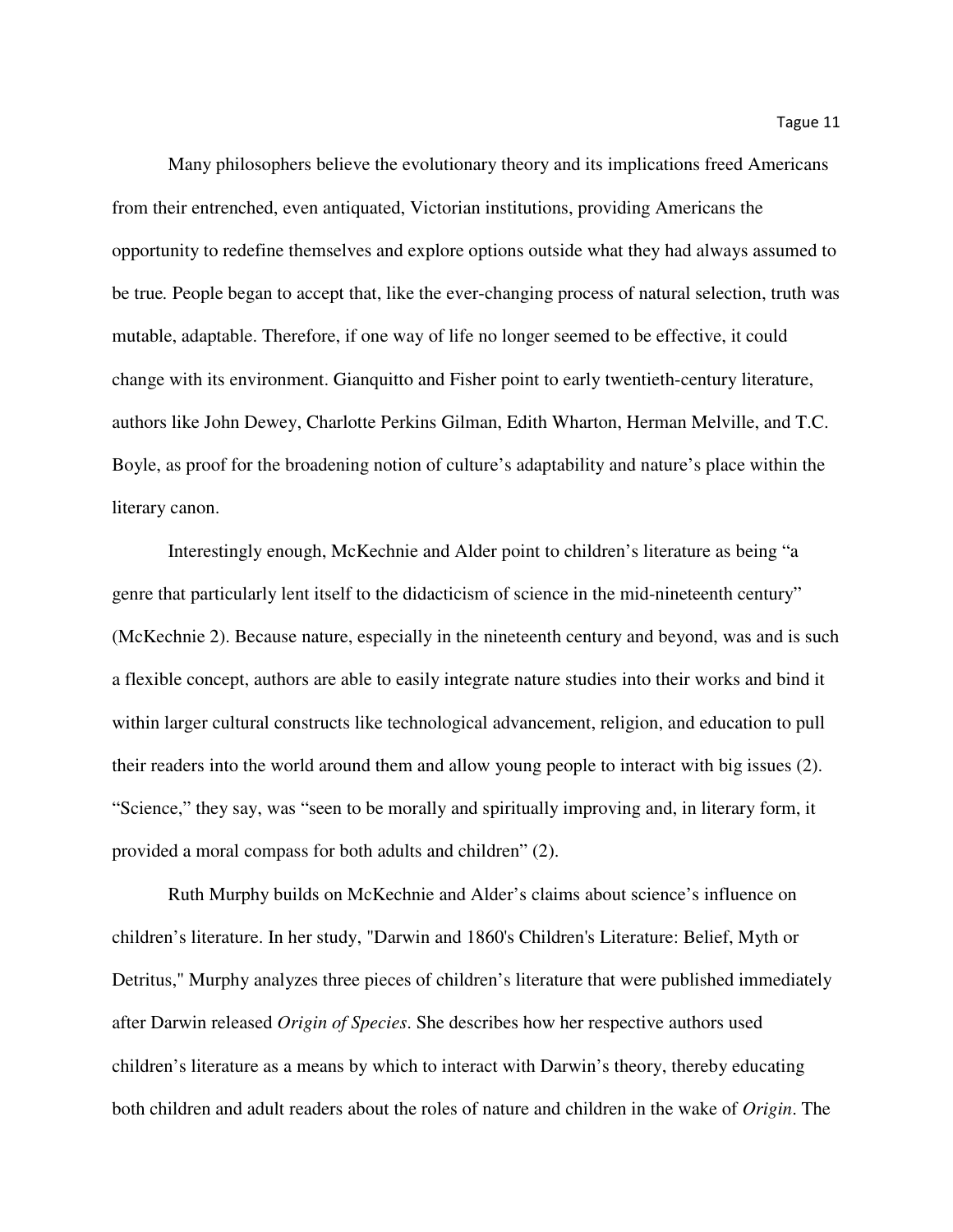Many philosophers believe the evolutionary theory and its implications freed Americans from their entrenched, even antiquated, Victorian institutions, providing Americans the opportunity to redefine themselves and explore options outside what they had always assumed to be true. People began to accept that, like the ever-changing process of natural selection, truth was mutable, adaptable. Therefore, if one way of life no longer seemed to be effective, it could change with its environment. Gianquitto and Fisher point to early twentieth-century literature, authors like John Dewey, Charlotte Perkins Gilman, Edith Wharton, Herman Melville, and T.C. Boyle, as proof for the broadening notion of culture's adaptability and nature's place within the literary canon.

Interestingly enough, McKechnie and Alder point to children's literature as being "a genre that particularly lent itself to the didacticism of science in the mid-nineteenth century" (McKechnie 2). Because nature, especially in the nineteenth century and beyond, was and is such a flexible concept, authors are able to easily integrate nature studies into their works and bind it within larger cultural constructs like technological advancement, religion, and education to pull their readers into the world around them and allow young people to interact with big issues (2). "Science," they say, was "seen to be morally and spiritually improving and, in literary form, it provided a moral compass for both adults and children" (2).

Ruth Murphy builds on McKechnie and Alder's claims about science's influence on children's literature. In her study, "Darwin and 1860's Children's Literature: Belief, Myth or Detritus," Murphy analyzes three pieces of children's literature that were published immediately after Darwin released *Origin of Species*. She describes how her respective authors used children's literature as a means by which to interact with Darwin's theory, thereby educating both children and adult readers about the roles of nature and children in the wake of *Origin*. The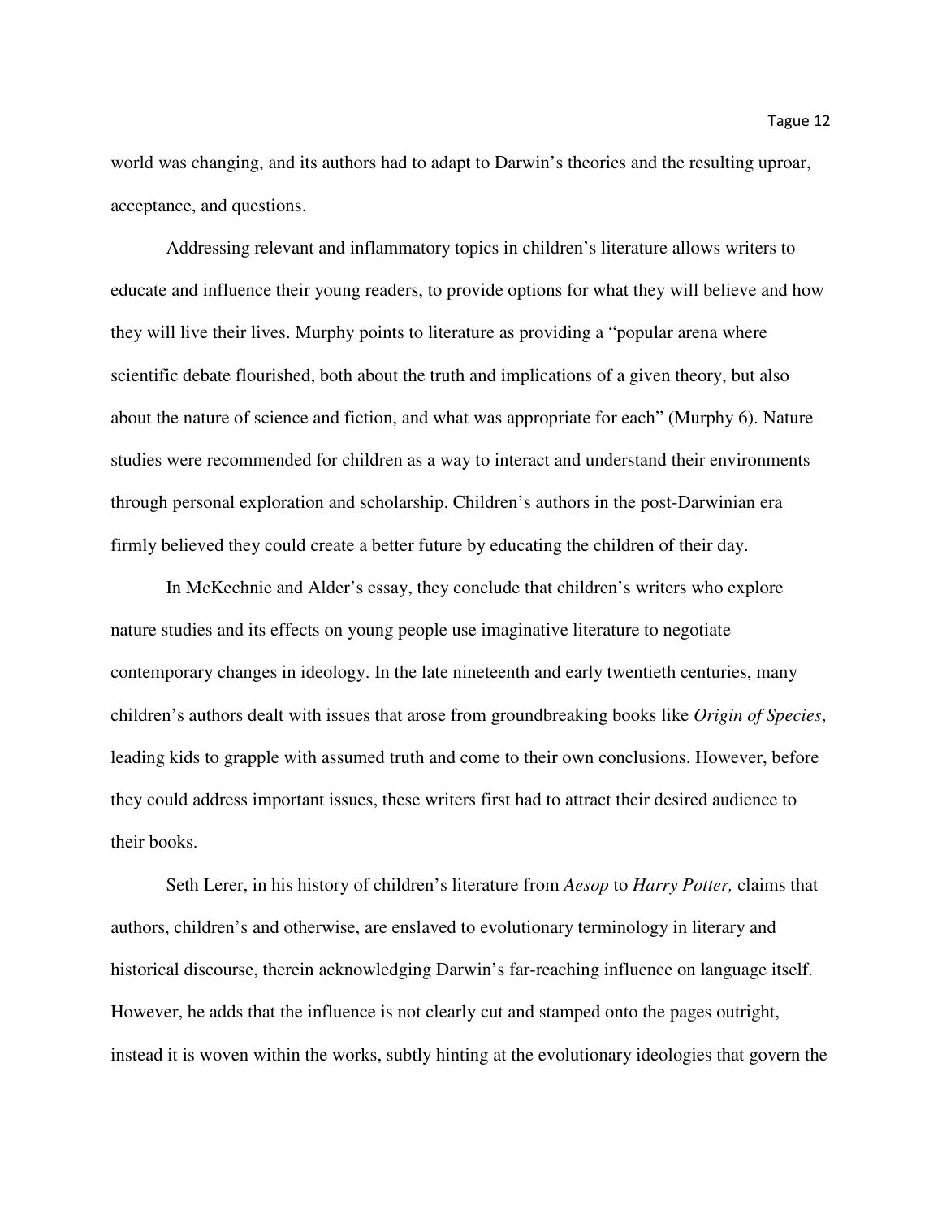world was changing, and its authors had to adapt to Darwin's theories and the resulting uproar, acceptance, and questions.

Addressing relevant and inflammatory topics in children's literature allows writers to educate and influence their young readers, to provide options for what they will believe and how they will live their lives. Murphy points to literature as providing a "popular arena where scientific debate flourished, both about the truth and implications of a given theory, but also about the nature of science and fiction, and what was appropriate for each" (Murphy 6). Nature studies were recommended for children as a way to interact and understand their environments through personal exploration and scholarship. Children's authors in the post-Darwinian era firmly believed they could create a better future by educating the children of their day.

In McKechnie and Alder's essay, they conclude that children's writers who explore nature studies and its effects on young people use imaginative literature to negotiate contemporary changes in ideology. In the late nineteenth and early twentieth centuries, many children's authors dealt with issues that arose from groundbreaking books like *Origin of Species*, leading kids to grapple with assumed truth and come to their own conclusions. However, before they could address important issues, these writers first had to attract their desired audience to their books.

Seth Lerer, in his history of children's literature from *Aesop* to *Harry Potter,* claims that authors, children's and otherwise, are enslaved to evolutionary terminology in literary and historical discourse, therein acknowledging Darwin's far-reaching influence on language itself. However, he adds that the influence is not clearly cut and stamped onto the pages outright, instead it is woven within the works, subtly hinting at the evolutionary ideologies that govern the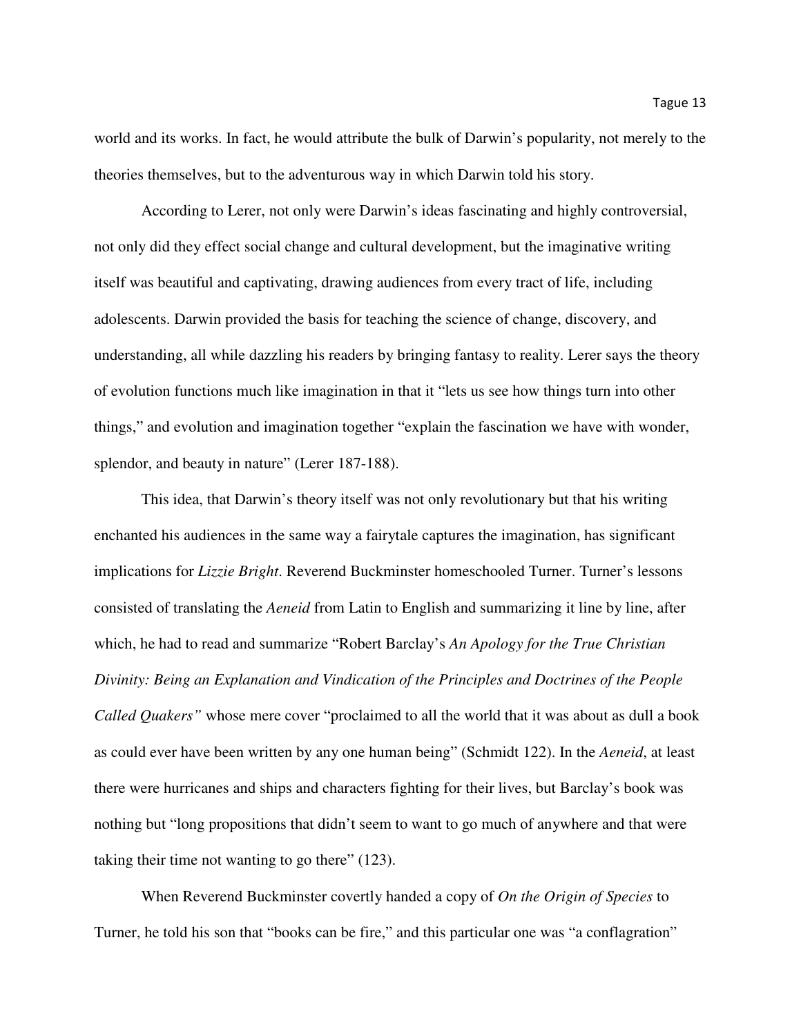world and its works. In fact, he would attribute the bulk of Darwin's popularity, not merely to the theories themselves, but to the adventurous way in which Darwin told his story.

According to Lerer, not only were Darwin's ideas fascinating and highly controversial, not only did they effect social change and cultural development, but the imaginative writing itself was beautiful and captivating, drawing audiences from every tract of life, including adolescents. Darwin provided the basis for teaching the science of change, discovery, and understanding, all while dazzling his readers by bringing fantasy to reality. Lerer says the theory of evolution functions much like imagination in that it "lets us see how things turn into other things," and evolution and imagination together "explain the fascination we have with wonder, splendor, and beauty in nature" (Lerer 187-188).

This idea, that Darwin's theory itself was not only revolutionary but that his writing enchanted his audiences in the same way a fairytale captures the imagination, has significant implications for *Lizzie Bright*. Reverend Buckminster homeschooled Turner. Turner's lessons consisted of translating the *Aeneid* from Latin to English and summarizing it line by line, after which, he had to read and summarize "Robert Barclay's *An Apology for the True Christian Divinity: Being an Explanation and Vindication of the Principles and Doctrines of the People Called Quakers"* whose mere cover "proclaimed to all the world that it was about as dull a book as could ever have been written by any one human being" (Schmidt 122). In the *Aeneid*, at least there were hurricanes and ships and characters fighting for their lives, but Barclay's book was nothing but "long propositions that didn't seem to want to go much of anywhere and that were taking their time not wanting to go there" (123).

When Reverend Buckminster covertly handed a copy of *On the Origin of Species* to Turner, he told his son that "books can be fire," and this particular one was "a conflagration"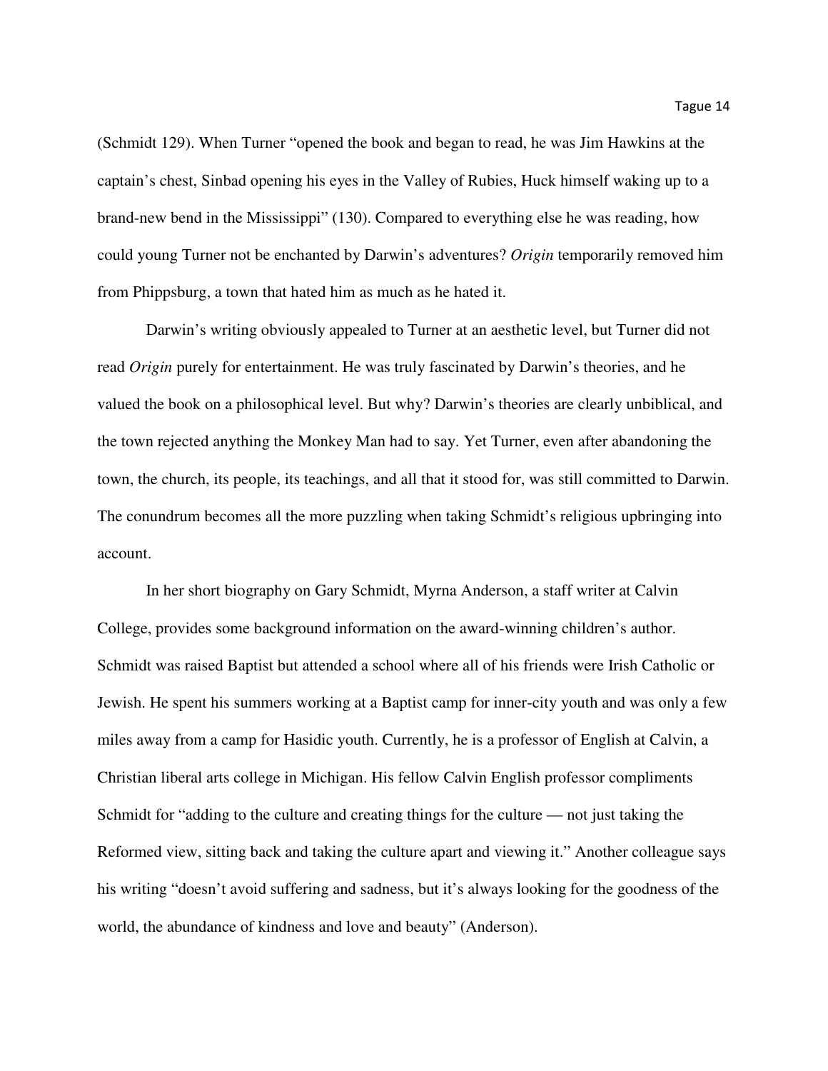(Schmidt 129). When Turner "opened the book and began to read, he was Jim Hawkins at the captain's chest, Sinbad opening his eyes in the Valley of Rubies, Huck himself waking up to a brand-new bend in the Mississippi" (130). Compared to everything else he was reading, how could young Turner not be enchanted by Darwin's adventures? *Origin* temporarily removed him from Phippsburg, a town that hated him as much as he hated it.

Darwin's writing obviously appealed to Turner at an aesthetic level, but Turner did not read *Origin* purely for entertainment. He was truly fascinated by Darwin's theories, and he valued the book on a philosophical level. But why? Darwin's theories are clearly unbiblical, and the town rejected anything the Monkey Man had to say. Yet Turner, even after abandoning the town, the church, its people, its teachings, and all that it stood for, was still committed to Darwin. The conundrum becomes all the more puzzling when taking Schmidt's religious upbringing into account.

In her short biography on Gary Schmidt, Myrna Anderson, a staff writer at Calvin College, provides some background information on the award-winning children's author. Schmidt was raised Baptist but attended a school where all of his friends were Irish Catholic or Jewish. He spent his summers working at a Baptist camp for inner-city youth and was only a few miles away from a camp for Hasidic youth. Currently, he is a professor of English at Calvin, a Christian liberal arts college in Michigan. His fellow Calvin English professor compliments Schmidt for "adding to the culture and creating things for the culture — not just taking the Reformed view, sitting back and taking the culture apart and viewing it." Another colleague says his writing "doesn't avoid suffering and sadness, but it's always looking for the goodness of the world, the abundance of kindness and love and beauty" (Anderson).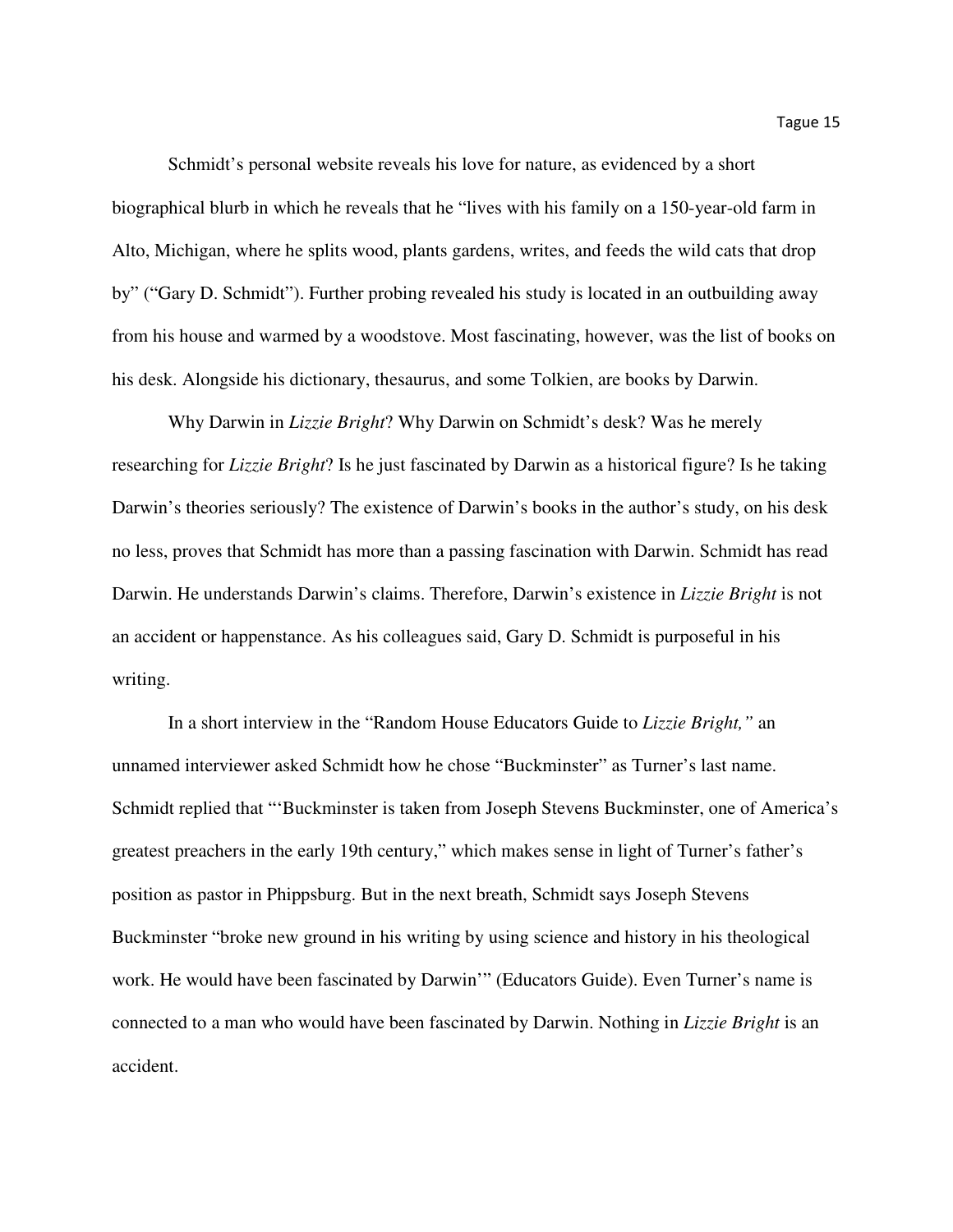Schmidt's personal website reveals his love for nature, as evidenced by a short biographical blurb in which he reveals that he "lives with his family on a 150-year-old farm in Alto, Michigan, where he splits wood, plants gardens, writes, and feeds the wild cats that drop by" ("Gary D. Schmidt"). Further probing revealed his study is located in an outbuilding away from his house and warmed by a woodstove. Most fascinating, however, was the list of books on his desk. Alongside his dictionary, thesaurus, and some Tolkien, are books by Darwin.

Why Darwin in *Lizzie Bright*? Why Darwin on Schmidt's desk? Was he merely researching for *Lizzie Bright*? Is he just fascinated by Darwin as a historical figure? Is he taking Darwin's theories seriously? The existence of Darwin's books in the author's study, on his desk no less, proves that Schmidt has more than a passing fascination with Darwin. Schmidt has read Darwin. He understands Darwin's claims. Therefore, Darwin's existence in *Lizzie Bright* is not an accident or happenstance. As his colleagues said, Gary D. Schmidt is purposeful in his writing.

In a short interview in the "Random House Educators Guide to *Lizzie Bright,"* an unnamed interviewer asked Schmidt how he chose "Buckminster" as Turner's last name. Schmidt replied that "'Buckminster is taken from Joseph Stevens Buckminster, one of America's greatest preachers in the early 19th century," which makes sense in light of Turner's father's position as pastor in Phippsburg. But in the next breath, Schmidt says Joseph Stevens Buckminster "broke new ground in his writing by using science and history in his theological work. He would have been fascinated by Darwin'" (Educators Guide). Even Turner's name is connected to a man who would have been fascinated by Darwin. Nothing in *Lizzie Bright* is an accident.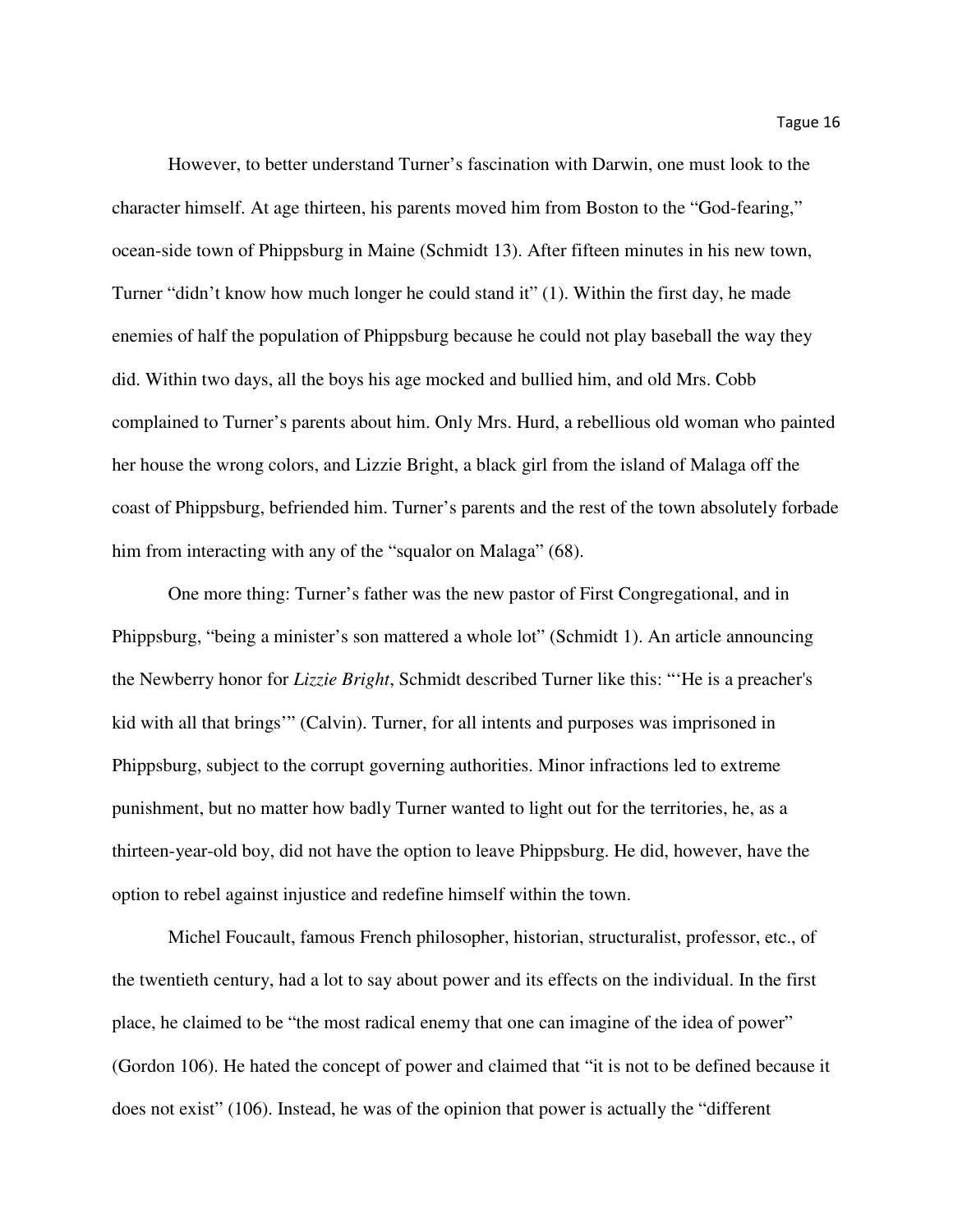However, to better understand Turner's fascination with Darwin, one must look to the character himself. At age thirteen, his parents moved him from Boston to the "God-fearing," ocean-side town of Phippsburg in Maine (Schmidt 13). After fifteen minutes in his new town, Turner "didn't know how much longer he could stand it" (1). Within the first day, he made enemies of half the population of Phippsburg because he could not play baseball the way they did. Within two days, all the boys his age mocked and bullied him, and old Mrs. Cobb complained to Turner's parents about him. Only Mrs. Hurd, a rebellious old woman who painted her house the wrong colors, and Lizzie Bright, a black girl from the island of Malaga off the coast of Phippsburg, befriended him. Turner's parents and the rest of the town absolutely forbade him from interacting with any of the "squalor on Malaga" (68).

One more thing: Turner's father was the new pastor of First Congregational, and in Phippsburg, "being a minister's son mattered a whole lot" (Schmidt 1). An article announcing the Newberry honor for *Lizzie Bright*, Schmidt described Turner like this: "'He is a preacher's kid with all that brings'" (Calvin). Turner, for all intents and purposes was imprisoned in Phippsburg, subject to the corrupt governing authorities. Minor infractions led to extreme punishment, but no matter how badly Turner wanted to light out for the territories, he, as a thirteen-year-old boy, did not have the option to leave Phippsburg. He did, however, have the option to rebel against injustice and redefine himself within the town.

Michel Foucault, famous French philosopher, historian, structuralist, professor, etc., of the twentieth century, had a lot to say about power and its effects on the individual. In the first place, he claimed to be "the most radical enemy that one can imagine of the idea of power" (Gordon 106). He hated the concept of power and claimed that "it is not to be defined because it does not exist" (106). Instead, he was of the opinion that power is actually the "different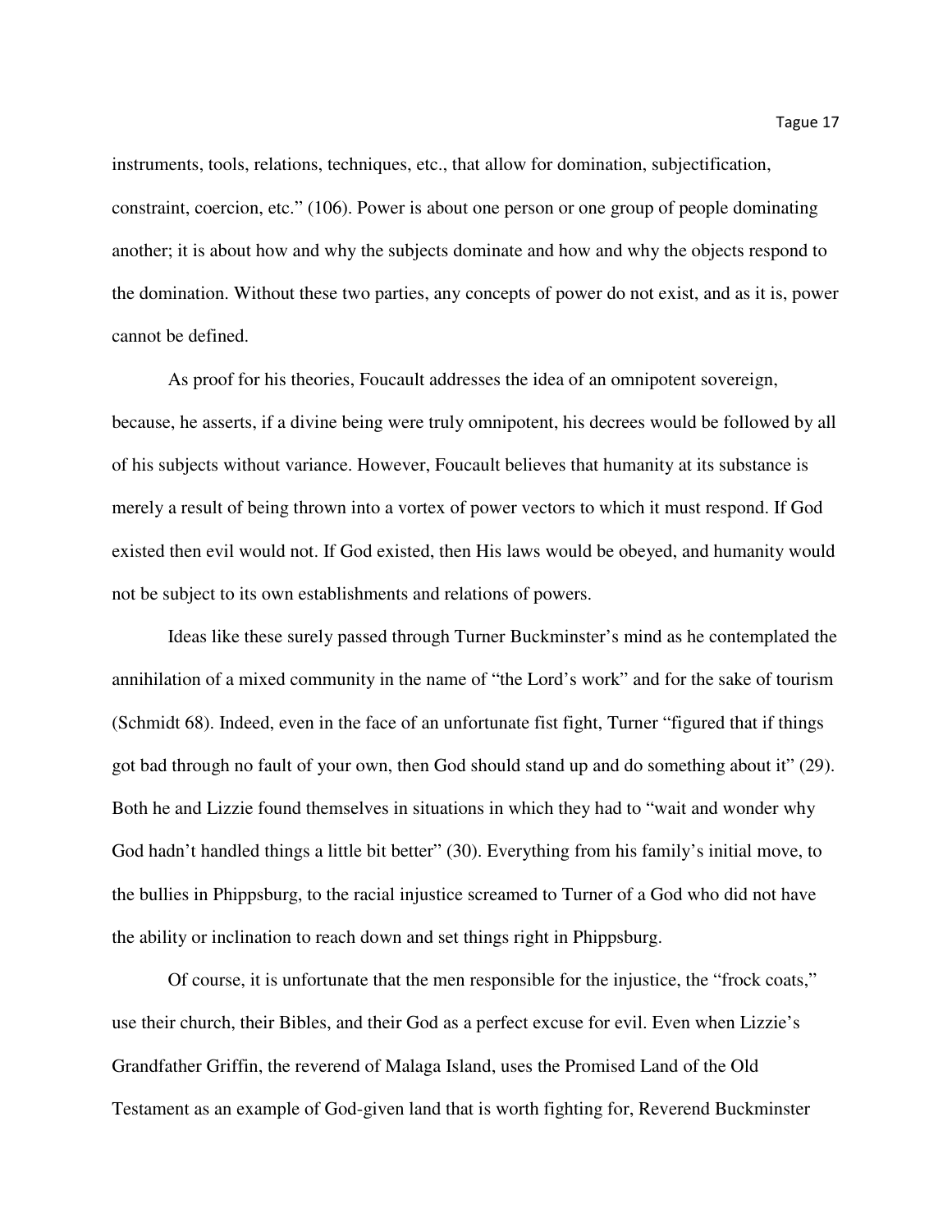instruments, tools, relations, techniques, etc., that allow for domination, subjectification, constraint, coercion, etc." (106). Power is about one person or one group of people dominating another; it is about how and why the subjects dominate and how and why the objects respond to the domination. Without these two parties, any concepts of power do not exist, and as it is, power cannot be defined.

As proof for his theories, Foucault addresses the idea of an omnipotent sovereign, because, he asserts, if a divine being were truly omnipotent, his decrees would be followed by all of his subjects without variance. However, Foucault believes that humanity at its substance is merely a result of being thrown into a vortex of power vectors to which it must respond. If God existed then evil would not. If God existed, then His laws would be obeyed, and humanity would not be subject to its own establishments and relations of powers.

Ideas like these surely passed through Turner Buckminster's mind as he contemplated the annihilation of a mixed community in the name of "the Lord's work" and for the sake of tourism (Schmidt 68). Indeed, even in the face of an unfortunate fist fight, Turner "figured that if things got bad through no fault of your own, then God should stand up and do something about it" (29). Both he and Lizzie found themselves in situations in which they had to "wait and wonder why God hadn't handled things a little bit better" (30). Everything from his family's initial move, to the bullies in Phippsburg, to the racial injustice screamed to Turner of a God who did not have the ability or inclination to reach down and set things right in Phippsburg.

Of course, it is unfortunate that the men responsible for the injustice, the "frock coats," use their church, their Bibles, and their God as a perfect excuse for evil. Even when Lizzie's Grandfather Griffin, the reverend of Malaga Island, uses the Promised Land of the Old Testament as an example of God-given land that is worth fighting for, Reverend Buckminster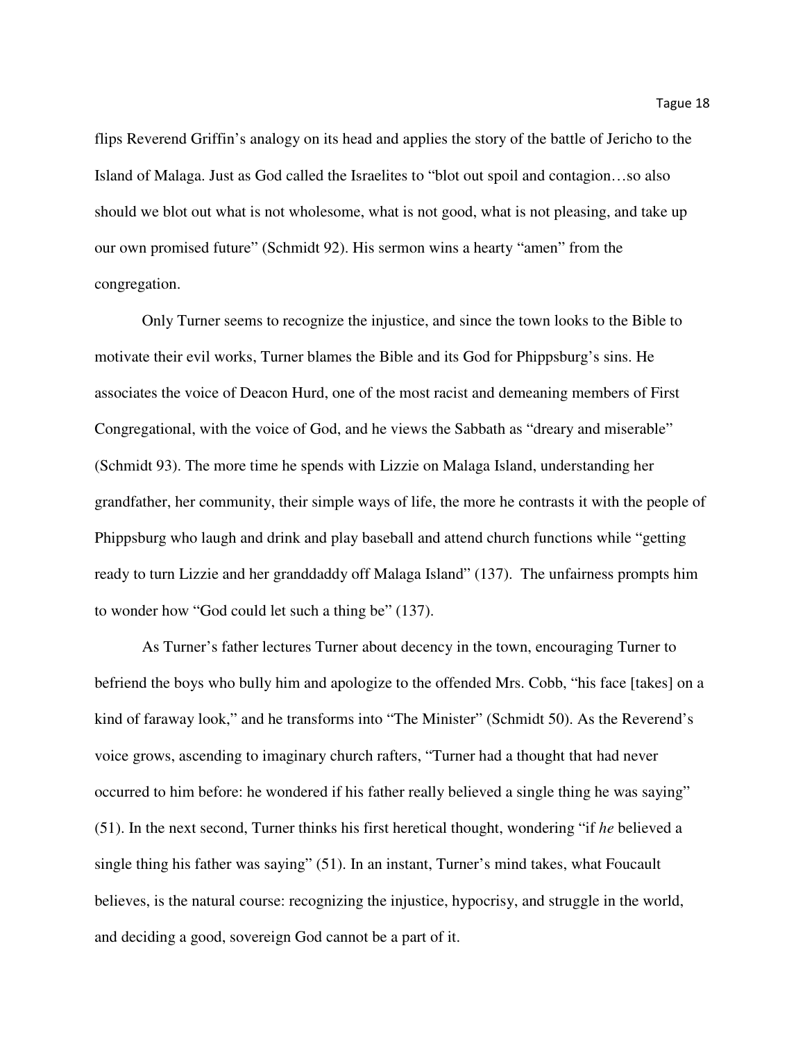flips Reverend Griffin's analogy on its head and applies the story of the battle of Jericho to the Island of Malaga. Just as God called the Israelites to "blot out spoil and contagion…so also should we blot out what is not wholesome, what is not good, what is not pleasing, and take up our own promised future" (Schmidt 92). His sermon wins a hearty "amen" from the congregation.

Only Turner seems to recognize the injustice, and since the town looks to the Bible to motivate their evil works, Turner blames the Bible and its God for Phippsburg's sins. He associates the voice of Deacon Hurd, one of the most racist and demeaning members of First Congregational, with the voice of God, and he views the Sabbath as "dreary and miserable" (Schmidt 93). The more time he spends with Lizzie on Malaga Island, understanding her grandfather, her community, their simple ways of life, the more he contrasts it with the people of Phippsburg who laugh and drink and play baseball and attend church functions while "getting ready to turn Lizzie and her granddaddy off Malaga Island" (137). The unfairness prompts him to wonder how "God could let such a thing be" (137).

As Turner's father lectures Turner about decency in the town, encouraging Turner to befriend the boys who bully him and apologize to the offended Mrs. Cobb, "his face [takes] on a kind of faraway look," and he transforms into "The Minister" (Schmidt 50). As the Reverend's voice grows, ascending to imaginary church rafters, "Turner had a thought that had never occurred to him before: he wondered if his father really believed a single thing he was saying" (51). In the next second, Turner thinks his first heretical thought, wondering "if *he* believed a single thing his father was saying" (51). In an instant, Turner's mind takes, what Foucault believes, is the natural course: recognizing the injustice, hypocrisy, and struggle in the world, and deciding a good, sovereign God cannot be a part of it.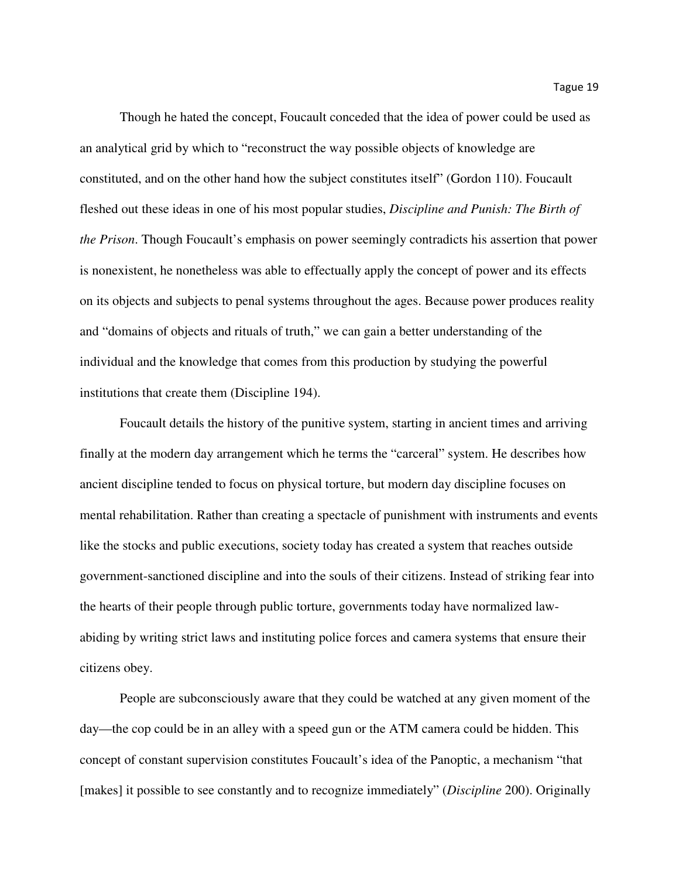Though he hated the concept, Foucault conceded that the idea of power could be used as an analytical grid by which to "reconstruct the way possible objects of knowledge are constituted, and on the other hand how the subject constitutes itself" (Gordon 110). Foucault fleshed out these ideas in one of his most popular studies, *Discipline and Punish: The Birth of the Prison*. Though Foucault's emphasis on power seemingly contradicts his assertion that power is nonexistent, he nonetheless was able to effectually apply the concept of power and its effects on its objects and subjects to penal systems throughout the ages. Because power produces reality and "domains of objects and rituals of truth," we can gain a better understanding of the individual and the knowledge that comes from this production by studying the powerful institutions that create them (Discipline 194).

Foucault details the history of the punitive system, starting in ancient times and arriving finally at the modern day arrangement which he terms the "carceral" system. He describes how ancient discipline tended to focus on physical torture, but modern day discipline focuses on mental rehabilitation. Rather than creating a spectacle of punishment with instruments and events like the stocks and public executions, society today has created a system that reaches outside government-sanctioned discipline and into the souls of their citizens. Instead of striking fear into the hearts of their people through public torture, governments today have normalized law-abiding by writing strict laws and instituting police forces and camera systems that ensure their citizens obey.

People are subconsciously aware that they could be watched at any given moment of the day—the cop could be in an alley with a speed gun or the ATM camera could be hidden. This concept of constant supervision constitutes Foucault's idea of the Panoptic, a mechanism "that [makes] it possible to see constantly and to recognize immediately" (*Discipline* 200). Originally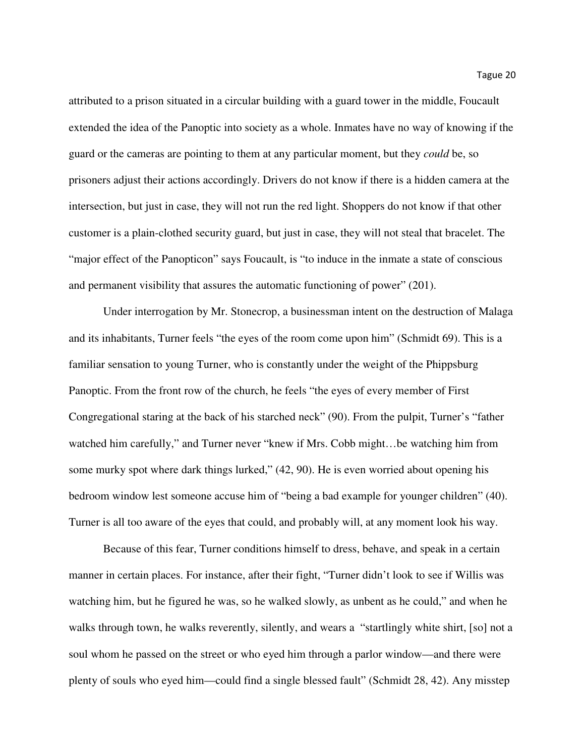attributed to a prison situated in a circular building with a guard tower in the middle, Foucault extended the idea of the Panoptic into society as a whole. Inmates have no way of knowing if the guard or the cameras are pointing to them at any particular moment, but they *could* be, so prisoners adjust their actions accordingly. Drivers do not know if there is a hidden camera at the intersection, but just in case, they will not run the red light. Shoppers do not know if that other customer is a plain-clothed security guard, but just in case, they will not steal that bracelet. The "major effect of the Panopticon" says Foucault, is "to induce in the inmate a state of conscious and permanent visibility that assures the automatic functioning of power" (201).

Under interrogation by Mr. Stonecrop, a businessman intent on the destruction of Malaga and its inhabitants, Turner feels "the eyes of the room come upon him" (Schmidt 69). This is a familiar sensation to young Turner, who is constantly under the weight of the Phippsburg Panoptic. From the front row of the church, he feels "the eyes of every member of First Congregational staring at the back of his starched neck" (90). From the pulpit, Turner's "father watched him carefully," and Turner never "knew if Mrs. Cobb might…be watching him from some murky spot where dark things lurked," (42, 90). He is even worried about opening his bedroom window lest someone accuse him of "being a bad example for younger children" (40). Turner is all too aware of the eyes that could, and probably will, at any moment look his way.

Because of this fear, Turner conditions himself to dress, behave, and speak in a certain manner in certain places. For instance, after their fight, "Turner didn't look to see if Willis was watching him, but he figured he was, so he walked slowly, as unbent as he could," and when he walks through town, he walks reverently, silently, and wears a "startlingly white shirt, [so] not a soul whom he passed on the street or who eyed him through a parlor window—and there were plenty of souls who eyed him—could find a single blessed fault" (Schmidt 28, 42). Any misstep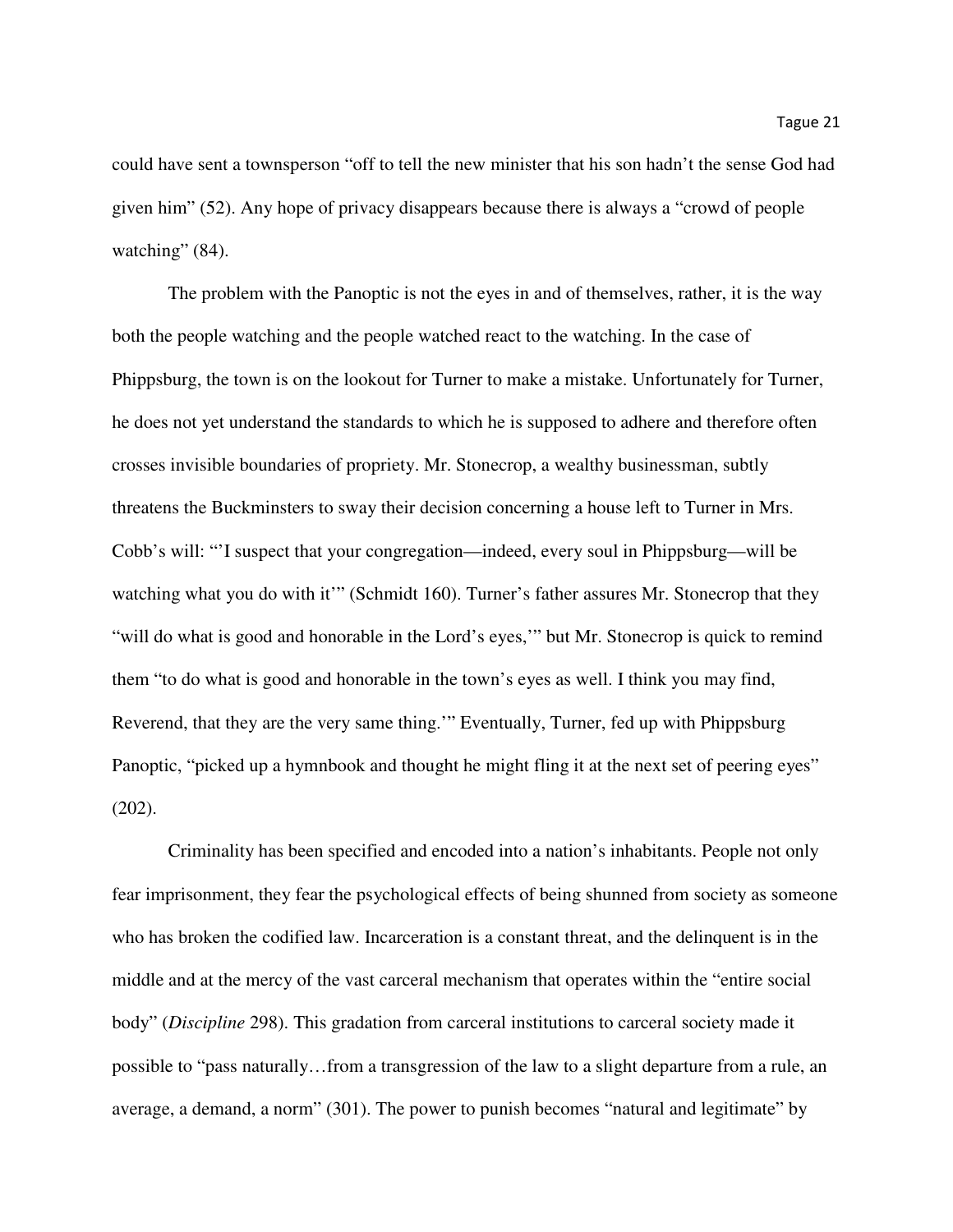could have sent a townsperson "off to tell the new minister that his son hadn't the sense God had given him" (52). Any hope of privacy disappears because there is always a "crowd of people watching" (84).

The problem with the Panoptic is not the eyes in and of themselves, rather, it is the way both the people watching and the people watched react to the watching. In the case of Phippsburg, the town is on the lookout for Turner to make a mistake. Unfortunately for Turner, he does not yet understand the standards to which he is supposed to adhere and therefore often crosses invisible boundaries of propriety. Mr. Stonecrop, a wealthy businessman, subtly threatens the Buckminsters to sway their decision concerning a house left to Turner in Mrs. Cobb's will: "'I suspect that your congregation—indeed, every soul in Phippsburg—will be watching what you do with it'" (Schmidt 160). Turner's father assures Mr. Stonecrop that they "will do what is good and honorable in the Lord's eyes,'" but Mr. Stonecrop is quick to remind them "to do what is good and honorable in the town's eyes as well. I think you may find, Reverend, that they are the very same thing.'" Eventually, Turner, fed up with Phippsburg Panoptic, "picked up a hymnbook and thought he might fling it at the next set of peering eyes" (202).

Criminality has been specified and encoded into a nation's inhabitants. People not only fear imprisonment, they fear the psychological effects of being shunned from society as someone who has broken the codified law. Incarceration is a constant threat, and the delinquent is in the middle and at the mercy of the vast carceral mechanism that operates within the "entire social body" (*Discipline* 298). This gradation from carceral institutions to carceral society made it possible to "pass naturally…from a transgression of the law to a slight departure from a rule, an average, a demand, a norm" (301). The power to punish becomes "natural and legitimate" by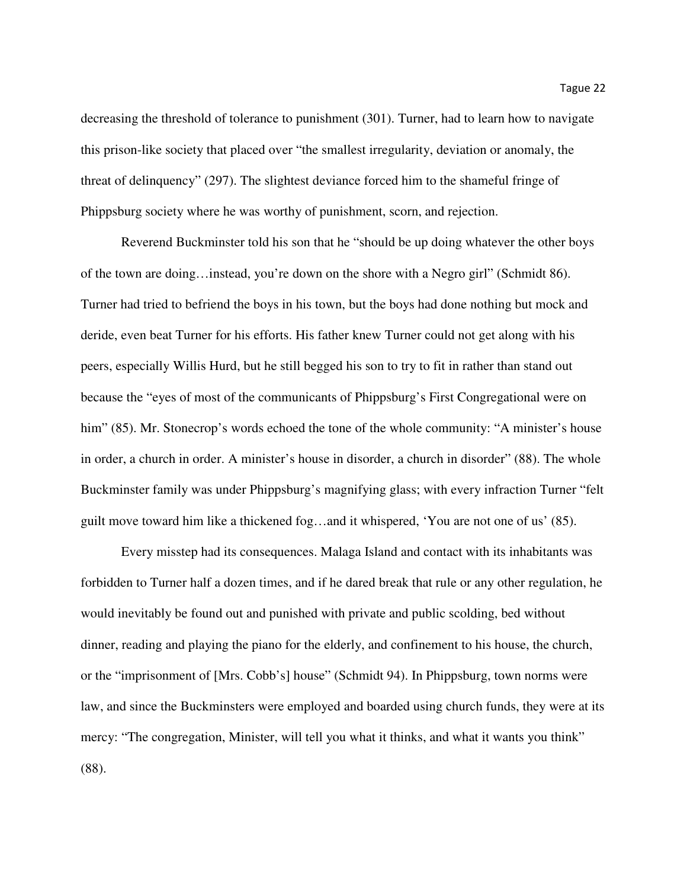decreasing the threshold of tolerance to punishment (301). Turner, had to learn how to navigate this prison-like society that placed over "the smallest irregularity, deviation or anomaly, the threat of delinquency" (297). The slightest deviance forced him to the shameful fringe of Phippsburg society where he was worthy of punishment, scorn, and rejection.

Reverend Buckminster told his son that he "should be up doing whatever the other boys of the town are doing…instead, you're down on the shore with a Negro girl" (Schmidt 86). Turner had tried to befriend the boys in his town, but the boys had done nothing but mock and deride, even beat Turner for his efforts. His father knew Turner could not get along with his peers, especially Willis Hurd, but he still begged his son to try to fit in rather than stand out because the "eyes of most of the communicants of Phippsburg's First Congregational were on him" (85). Mr. Stonecrop's words echoed the tone of the whole community: "A minister's house in order, a church in order. A minister's house in disorder, a church in disorder" (88). The whole Buckminster family was under Phippsburg's magnifying glass; with every infraction Turner "felt guilt move toward him like a thickened fog…and it whispered, 'You are not one of us' (85).

Every misstep had its consequences. Malaga Island and contact with its inhabitants was forbidden to Turner half a dozen times, and if he dared break that rule or any other regulation, he would inevitably be found out and punished with private and public scolding, bed without dinner, reading and playing the piano for the elderly, and confinement to his house, the church, or the "imprisonment of [Mrs. Cobb's] house" (Schmidt 94). In Phippsburg, town norms were law, and since the Buckminsters were employed and boarded using church funds, they were at its mercy: "The congregation, Minister, will tell you what it thinks, and what it wants you think" (88).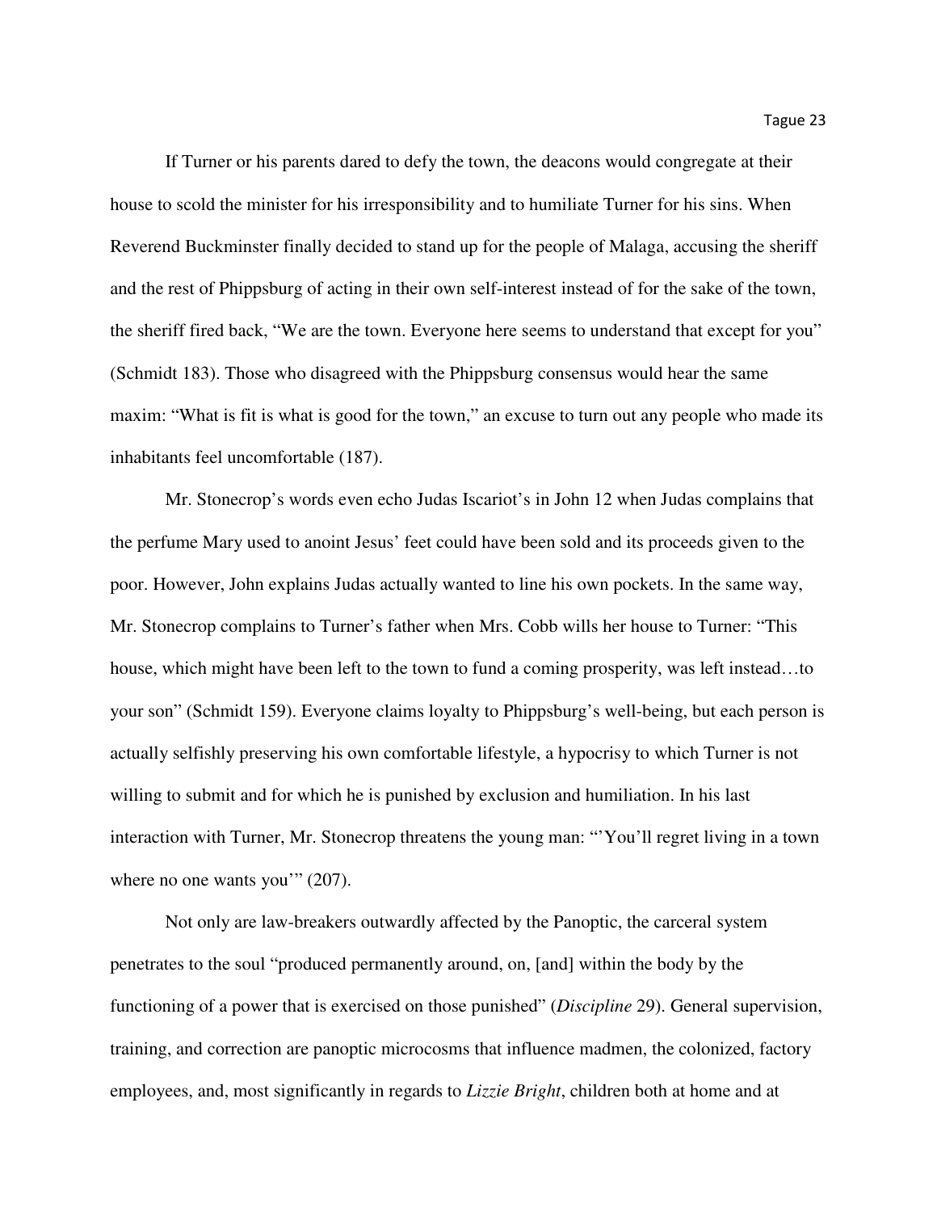If Turner or his parents dared to defy the town, the deacons would congregate at their house to scold the minister for his irresponsibility and to humiliate Turner for his sins. When Reverend Buckminster finally decided to stand up for the people of Malaga, accusing the sheriff and the rest of Phippsburg of acting in their own self-interest instead of for the sake of the town, the sheriff fired back, "We are the town. Everyone here seems to understand that except for you" (Schmidt 183). Those who disagreed with the Phippsburg consensus would hear the same maxim: "What is fit is what is good for the town," an excuse to turn out any people who made its inhabitants feel uncomfortable (187).

Mr. Stonecrop's words even echo Judas Iscariot's in John 12 when Judas complains that the perfume Mary used to anoint Jesus' feet could have been sold and its proceeds given to the poor. However, John explains Judas actually wanted to line his own pockets. In the same way, Mr. Stonecrop complains to Turner's father when Mrs. Cobb wills her house to Turner: "This house, which might have been left to the town to fund a coming prosperity, was left instead…to your son" (Schmidt 159). Everyone claims loyalty to Phippsburg's well-being, but each person is actually selfishly preserving his own comfortable lifestyle, a hypocrisy to which Turner is not willing to submit and for which he is punished by exclusion and humiliation. In his last interaction with Turner, Mr. Stonecrop threatens the young man: "'You'll regret living in a town where no one wants you'" (207).

Not only are law-breakers outwardly affected by the Panoptic, the carceral system penetrates to the soul "produced permanently around, on, [and] within the body by the functioning of a power that is exercised on those punished" (*Discipline* 29). General supervision, training, and correction are panoptic microcosms that influence madmen, the colonized, factory employees, and, most significantly in regards to *Lizzie Bright*, children both at home and at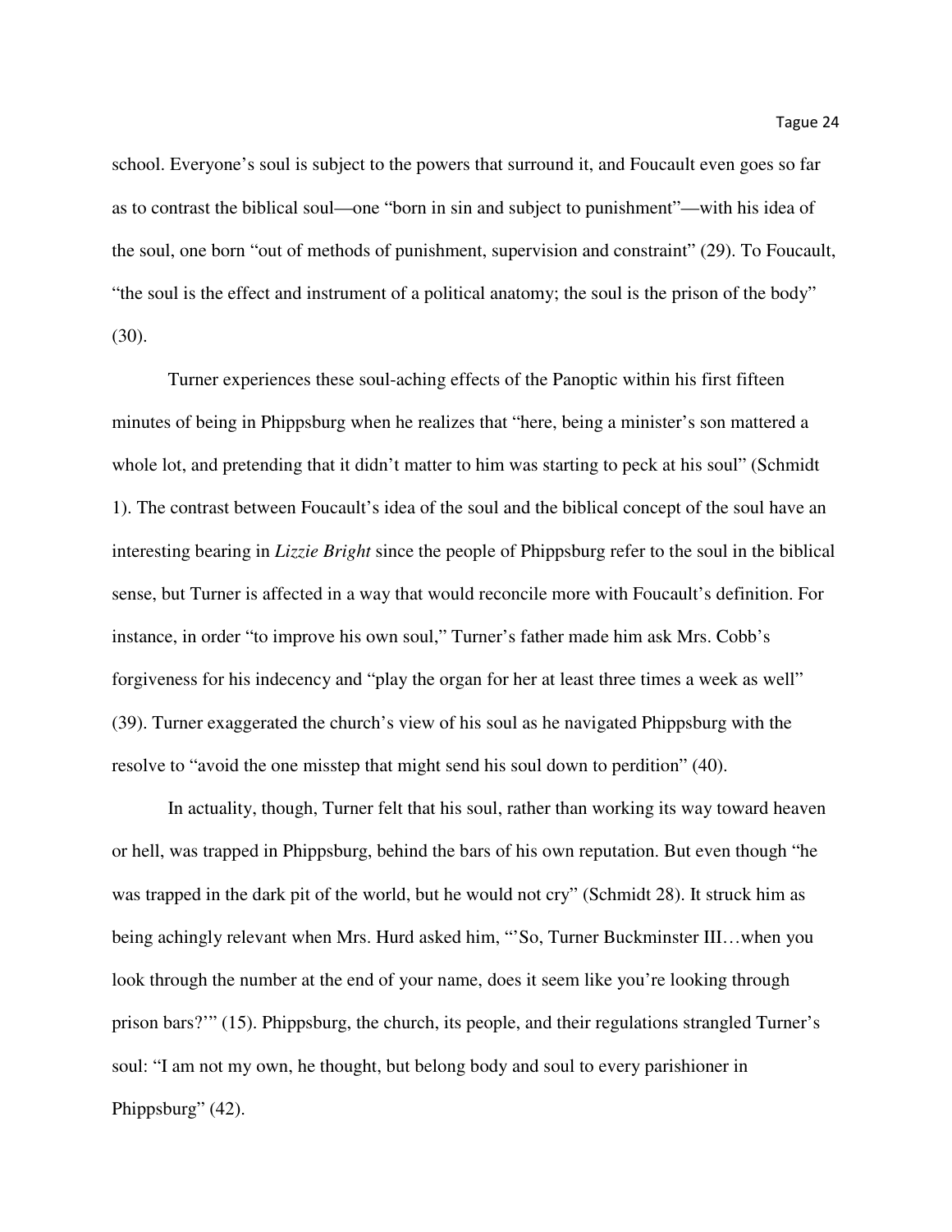school. Everyone's soul is subject to the powers that surround it, and Foucault even goes so far as to contrast the biblical soul—one "born in sin and subject to punishment"—with his idea of the soul, one born "out of methods of punishment, supervision and constraint" (29). To Foucault, "the soul is the effect and instrument of a political anatomy; the soul is the prison of the body" (30).

Turner experiences these soul-aching effects of the Panoptic within his first fifteen minutes of being in Phippsburg when he realizes that "here, being a minister's son mattered a whole lot, and pretending that it didn't matter to him was starting to peck at his soul" (Schmidt 1). The contrast between Foucault's idea of the soul and the biblical concept of the soul have an interesting bearing in *Lizzie Bright* since the people of Phippsburg refer to the soul in the biblical sense, but Turner is affected in a way that would reconcile more with Foucault's definition. For instance, in order "to improve his own soul," Turner's father made him ask Mrs. Cobb's forgiveness for his indecency and "play the organ for her at least three times a week as well" (39). Turner exaggerated the church's view of his soul as he navigated Phippsburg with the resolve to "avoid the one misstep that might send his soul down to perdition" (40).

In actuality, though, Turner felt that his soul, rather than working its way toward heaven or hell, was trapped in Phippsburg, behind the bars of his own reputation. But even though "he was trapped in the dark pit of the world, but he would not cry" (Schmidt 28). It struck him as being achingly relevant when Mrs. Hurd asked him, "'So, Turner Buckminster III…when you look through the number at the end of your name, does it seem like you're looking through prison bars?'" (15). Phippsburg, the church, its people, and their regulations strangled Turner's soul: "I am not my own, he thought, but belong body and soul to every parishioner in Phippsburg" (42).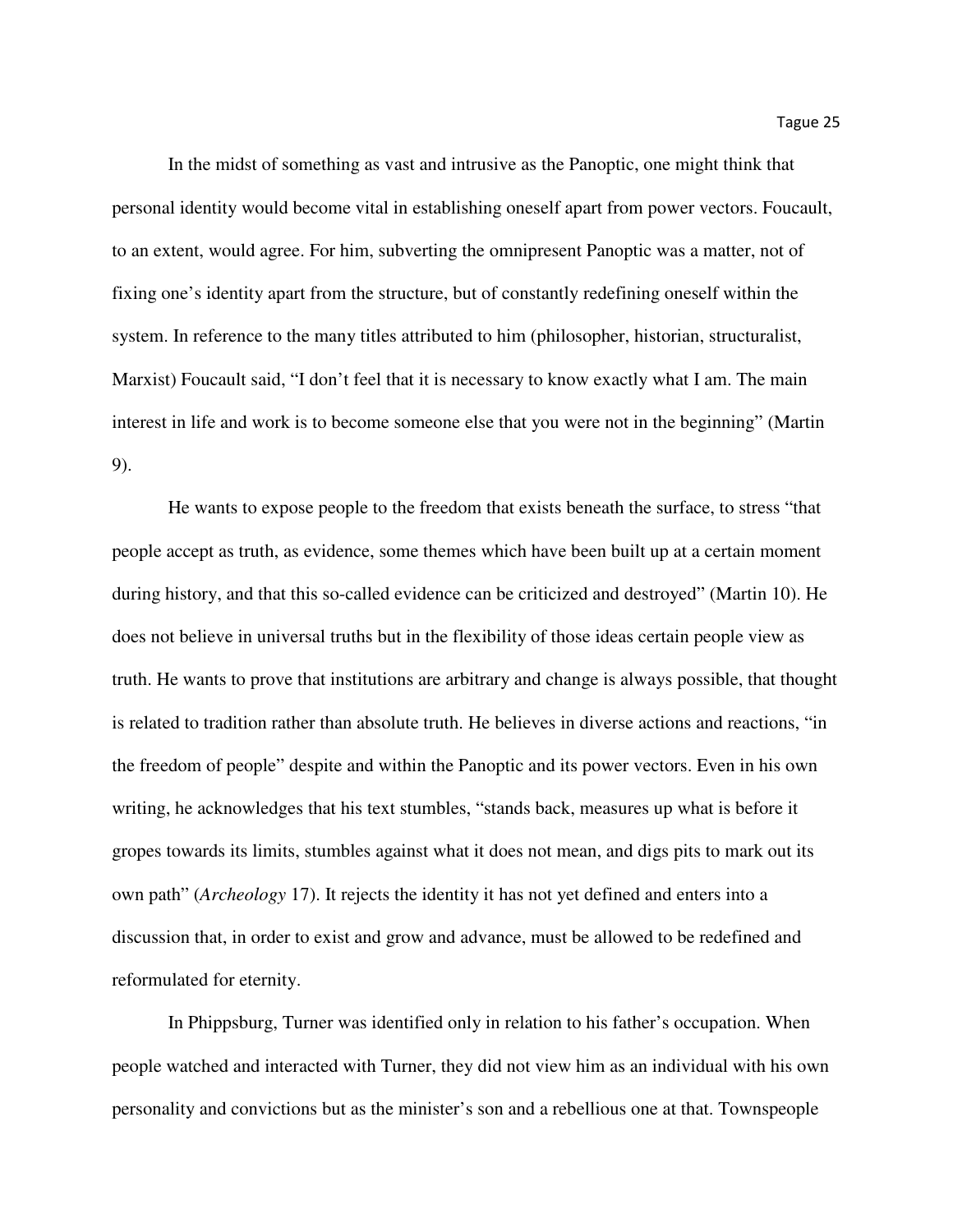In the midst of something as vast and intrusive as the Panoptic, one might think that personal identity would become vital in establishing oneself apart from power vectors. Foucault, to an extent, would agree. For him, subverting the omnipresent Panoptic was a matter, not of fixing one's identity apart from the structure, but of constantly redefining oneself within the system. In reference to the many titles attributed to him (philosopher, historian, structuralist, Marxist) Foucault said, "I don't feel that it is necessary to know exactly what I am. The main interest in life and work is to become someone else that you were not in the beginning" (Martin 9).

He wants to expose people to the freedom that exists beneath the surface, to stress "that people accept as truth, as evidence, some themes which have been built up at a certain moment during history, and that this so-called evidence can be criticized and destroyed" (Martin 10). He does not believe in universal truths but in the flexibility of those ideas certain people view as truth. He wants to prove that institutions are arbitrary and change is always possible, that thought is related to tradition rather than absolute truth. He believes in diverse actions and reactions, "in the freedom of people" despite and within the Panoptic and its power vectors. Even in his own writing, he acknowledges that his text stumbles, "stands back, measures up what is before it gropes towards its limits, stumbles against what it does not mean, and digs pits to mark out its own path" (*Archeology* 17). It rejects the identity it has not yet defined and enters into a discussion that, in order to exist and grow and advance, must be allowed to be redefined and reformulated for eternity.

In Phippsburg, Turner was identified only in relation to his father's occupation. When people watched and interacted with Turner, they did not view him as an individual with his own personality and convictions but as the minister's son and a rebellious one at that. Townspeople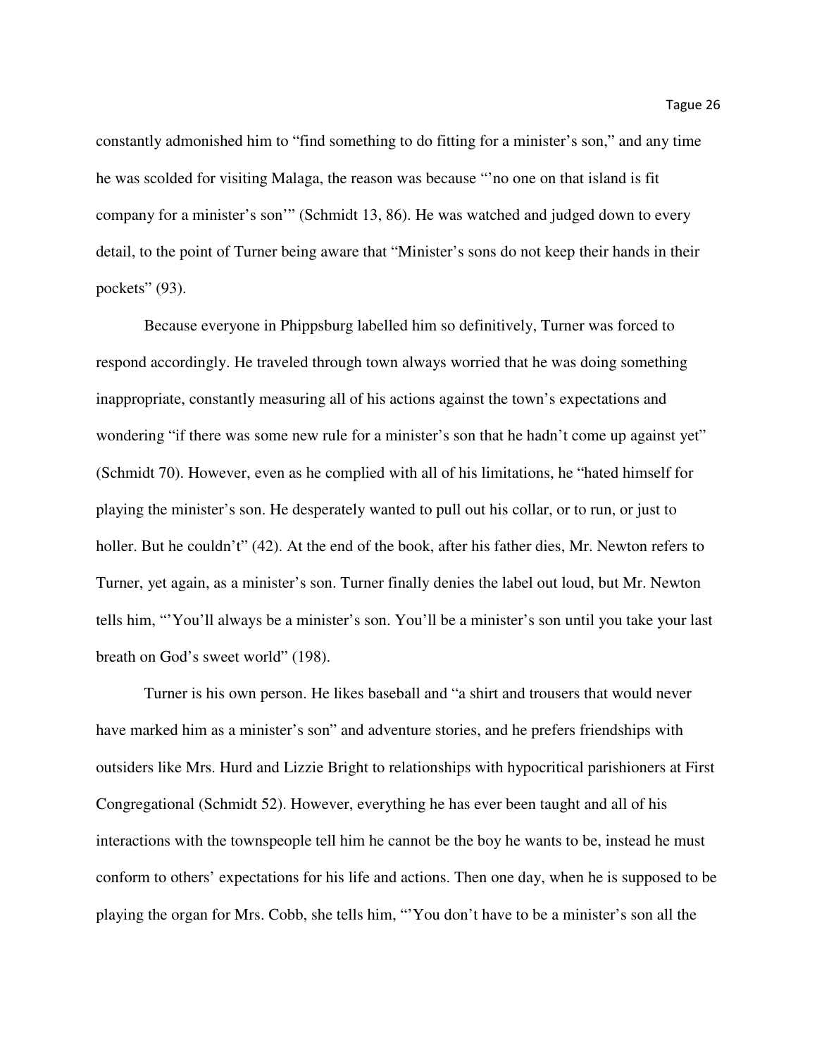constantly admonished him to "find something to do fitting for a minister's son," and any time he was scolded for visiting Malaga, the reason was because "'no one on that island is fit company for a minister's son'" (Schmidt 13, 86). He was watched and judged down to every detail, to the point of Turner being aware that "Minister's sons do not keep their hands in their pockets" (93).

Because everyone in Phippsburg labelled him so definitively, Turner was forced to respond accordingly. He traveled through town always worried that he was doing something inappropriate, constantly measuring all of his actions against the town's expectations and wondering "if there was some new rule for a minister's son that he hadn't come up against yet" (Schmidt 70). However, even as he complied with all of his limitations, he "hated himself for playing the minister's son. He desperately wanted to pull out his collar, or to run, or just to holler. But he couldn't" (42). At the end of the book, after his father dies, Mr. Newton refers to Turner, yet again, as a minister's son. Turner finally denies the label out loud, but Mr. Newton tells him, "'You'll always be a minister's son. You'll be a minister's son until you take your last breath on God's sweet world" (198).

Turner is his own person. He likes baseball and "a shirt and trousers that would never have marked him as a minister's son" and adventure stories, and he prefers friendships with outsiders like Mrs. Hurd and Lizzie Bright to relationships with hypocritical parishioners at First Congregational (Schmidt 52). However, everything he has ever been taught and all of his interactions with the townspeople tell him he cannot be the boy he wants to be, instead he must conform to others' expectations for his life and actions. Then one day, when he is supposed to be playing the organ for Mrs. Cobb, she tells him, "'You don't have to be a minister's son all the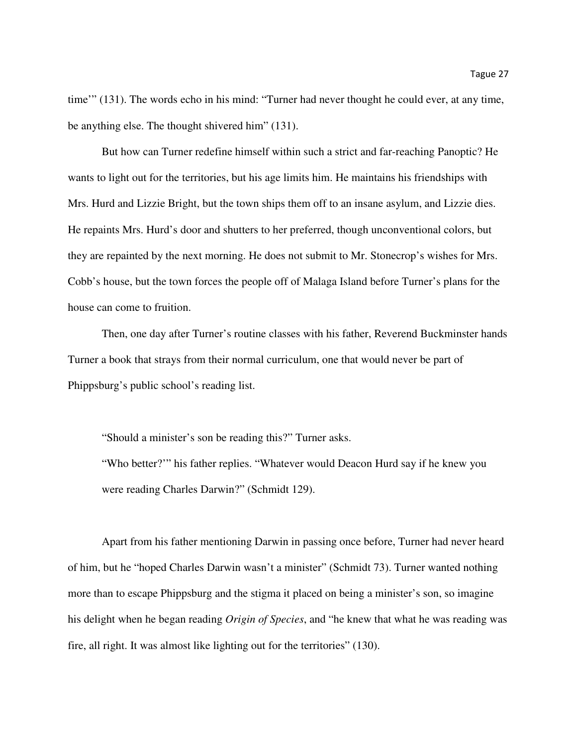time'" (131). The words echo in his mind: "Turner had never thought he could ever, at any time, be anything else. The thought shivered him" (131).

But how can Turner redefine himself within such a strict and far-reaching Panoptic? He wants to light out for the territories, but his age limits him. He maintains his friendships with Mrs. Hurd and Lizzie Bright, but the town ships them off to an insane asylum, and Lizzie dies. He repaints Mrs. Hurd's door and shutters to her preferred, though unconventional colors, but they are repainted by the next morning. He does not submit to Mr. Stonecrop's wishes for Mrs. Cobb's house, but the town forces the people off of Malaga Island before Turner's plans for the house can come to fruition.

Then, one day after Turner's routine classes with his father, Reverend Buckminster hands Turner a book that strays from their normal curriculum, one that would never be part of Phippsburg's public school's reading list.

> "Should a minister's son be reading this?" Turner asks.
>
> "Who better?'" his father replies. "Whatever would Deacon Hurd say if he knew you were reading Charles Darwin?" (Schmidt 129).

Apart from his father mentioning Darwin in passing once before, Turner had never heard of him, but he "hoped Charles Darwin wasn't a minister" (Schmidt 73). Turner wanted nothing more than to escape Phippsburg and the stigma it placed on being a minister's son, so imagine his delight when he began reading *Origin of Species*, and "he knew that what he was reading was fire, all right. It was almost like lighting out for the territories" (130).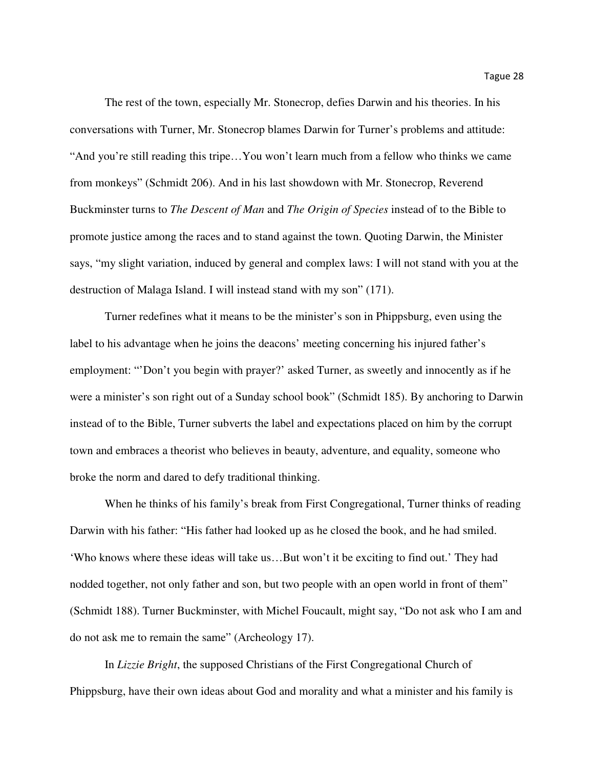The rest of the town, especially Mr. Stonecrop, defies Darwin and his theories. In his conversations with Turner, Mr. Stonecrop blames Darwin for Turner's problems and attitude: "And you're still reading this tripe…You won't learn much from a fellow who thinks we came from monkeys" (Schmidt 206). And in his last showdown with Mr. Stonecrop, Reverend Buckminster turns to *The Descent of Man* and *The Origin of Species* instead of to the Bible to promote justice among the races and to stand against the town. Quoting Darwin, the Minister says, "my slight variation, induced by general and complex laws: I will not stand with you at the destruction of Malaga Island. I will instead stand with my son" (171).

Turner redefines what it means to be the minister's son in Phippsburg, even using the label to his advantage when he joins the deacons' meeting concerning his injured father's employment: "'Don't you begin with prayer?' asked Turner, as sweetly and innocently as if he were a minister's son right out of a Sunday school book" (Schmidt 185). By anchoring to Darwin instead of to the Bible, Turner subverts the label and expectations placed on him by the corrupt town and embraces a theorist who believes in beauty, adventure, and equality, someone who broke the norm and dared to defy traditional thinking.

When he thinks of his family's break from First Congregational, Turner thinks of reading Darwin with his father: "His father had looked up as he closed the book, and he had smiled. 'Who knows where these ideas will take us…But won't it be exciting to find out.' They had nodded together, not only father and son, but two people with an open world in front of them" (Schmidt 188). Turner Buckminster, with Michel Foucault, might say, "Do not ask who I am and do not ask me to remain the same" (Archeology 17).

In *Lizzie Bright*, the supposed Christians of the First Congregational Church of Phippsburg, have their own ideas about God and morality and what a minister and his family is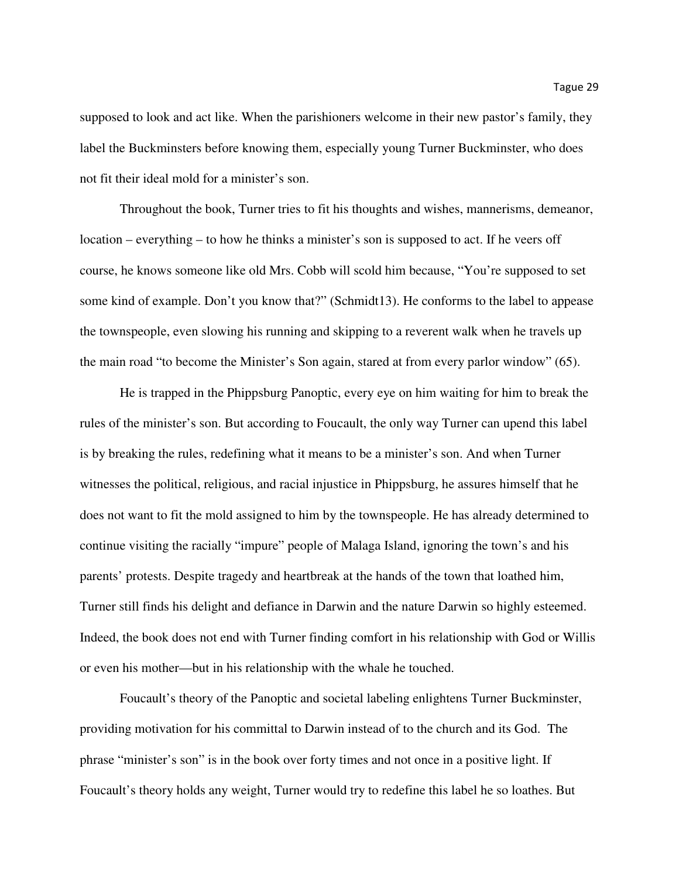supposed to look and act like. When the parishioners welcome in their new pastor's family, they label the Buckminsters before knowing them, especially young Turner Buckminster, who does not fit their ideal mold for a minister's son.

Throughout the book, Turner tries to fit his thoughts and wishes, mannerisms, demeanor, location – everything – to how he thinks a minister's son is supposed to act. If he veers off course, he knows someone like old Mrs. Cobb will scold him because, "You're supposed to set some kind of example. Don't you know that?" (Schmidt13). He conforms to the label to appease the townspeople, even slowing his running and skipping to a reverent walk when he travels up the main road "to become the Minister's Son again, stared at from every parlor window" (65).

He is trapped in the Phippsburg Panoptic, every eye on him waiting for him to break the rules of the minister's son. But according to Foucault, the only way Turner can upend this label is by breaking the rules, redefining what it means to be a minister's son. And when Turner witnesses the political, religious, and racial injustice in Phippsburg, he assures himself that he does not want to fit the mold assigned to him by the townspeople. He has already determined to continue visiting the racially "impure" people of Malaga Island, ignoring the town's and his parents' protests. Despite tragedy and heartbreak at the hands of the town that loathed him, Turner still finds his delight and defiance in Darwin and the nature Darwin so highly esteemed. Indeed, the book does not end with Turner finding comfort in his relationship with God or Willis or even his mother—but in his relationship with the whale he touched.

Foucault's theory of the Panoptic and societal labeling enlightens Turner Buckminster, providing motivation for his committal to Darwin instead of to the church and its God. The phrase "minister's son" is in the book over forty times and not once in a positive light. If Foucault's theory holds any weight, Turner would try to redefine this label he so loathes. But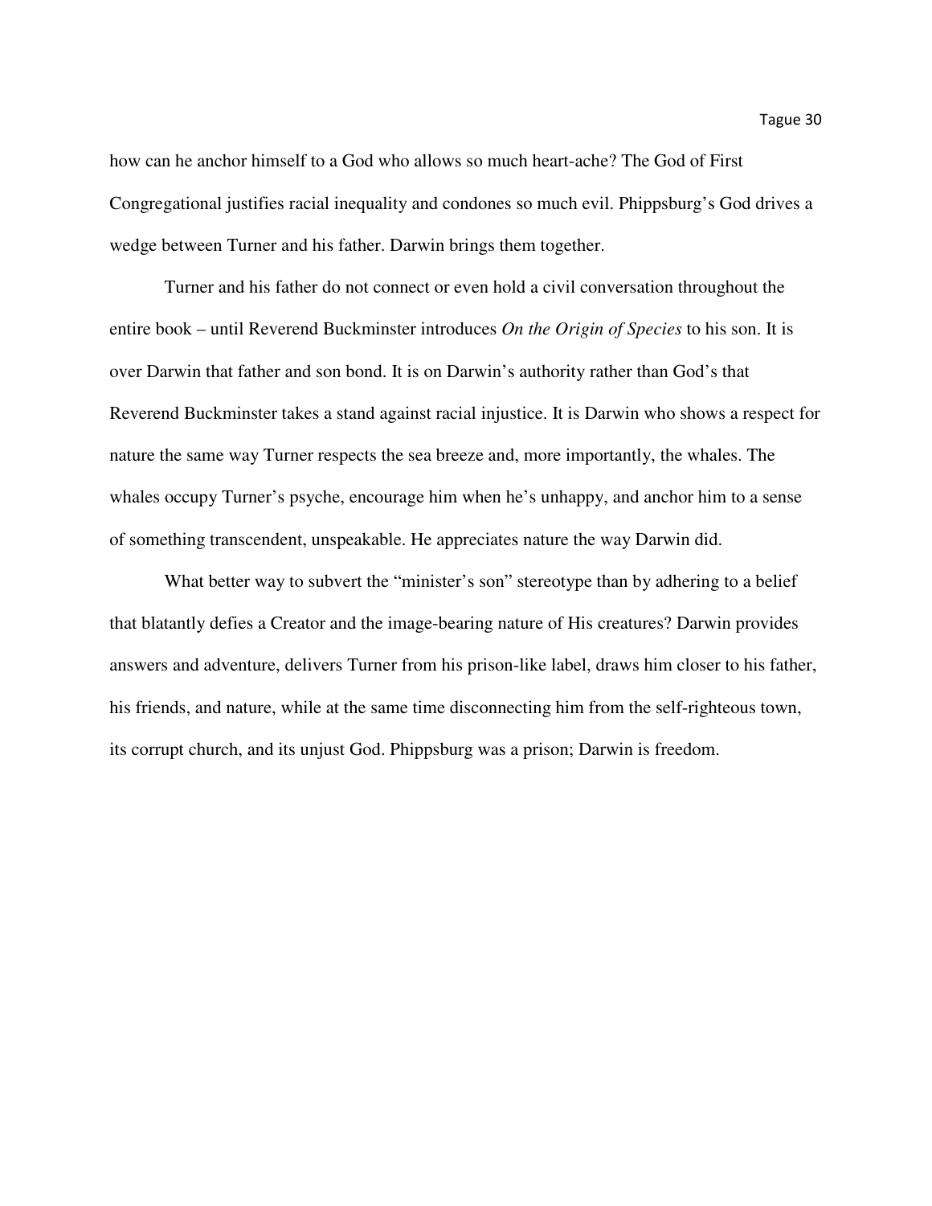how can he anchor himself to a God who allows so much heart-ache? The God of First Congregational justifies racial inequality and condones so much evil. Phippsburg's God drives a wedge between Turner and his father. Darwin brings them together.

Turner and his father do not connect or even hold a civil conversation throughout the entire book – until Reverend Buckminster introduces *On the Origin of Species* to his son. It is over Darwin that father and son bond. It is on Darwin's authority rather than God's that Reverend Buckminster takes a stand against racial injustice. It is Darwin who shows a respect for nature the same way Turner respects the sea breeze and, more importantly, the whales. The whales occupy Turner's psyche, encourage him when he's unhappy, and anchor him to a sense of something transcendent, unspeakable. He appreciates nature the way Darwin did.

What better way to subvert the "minister's son" stereotype than by adhering to a belief that blatantly defies a Creator and the image-bearing nature of His creatures? Darwin provides answers and adventure, delivers Turner from his prison-like label, draws him closer to his father, his friends, and nature, while at the same time disconnecting him from the self-righteous town, its corrupt church, and its unjust God. Phippsburg was a prison; Darwin is freedom.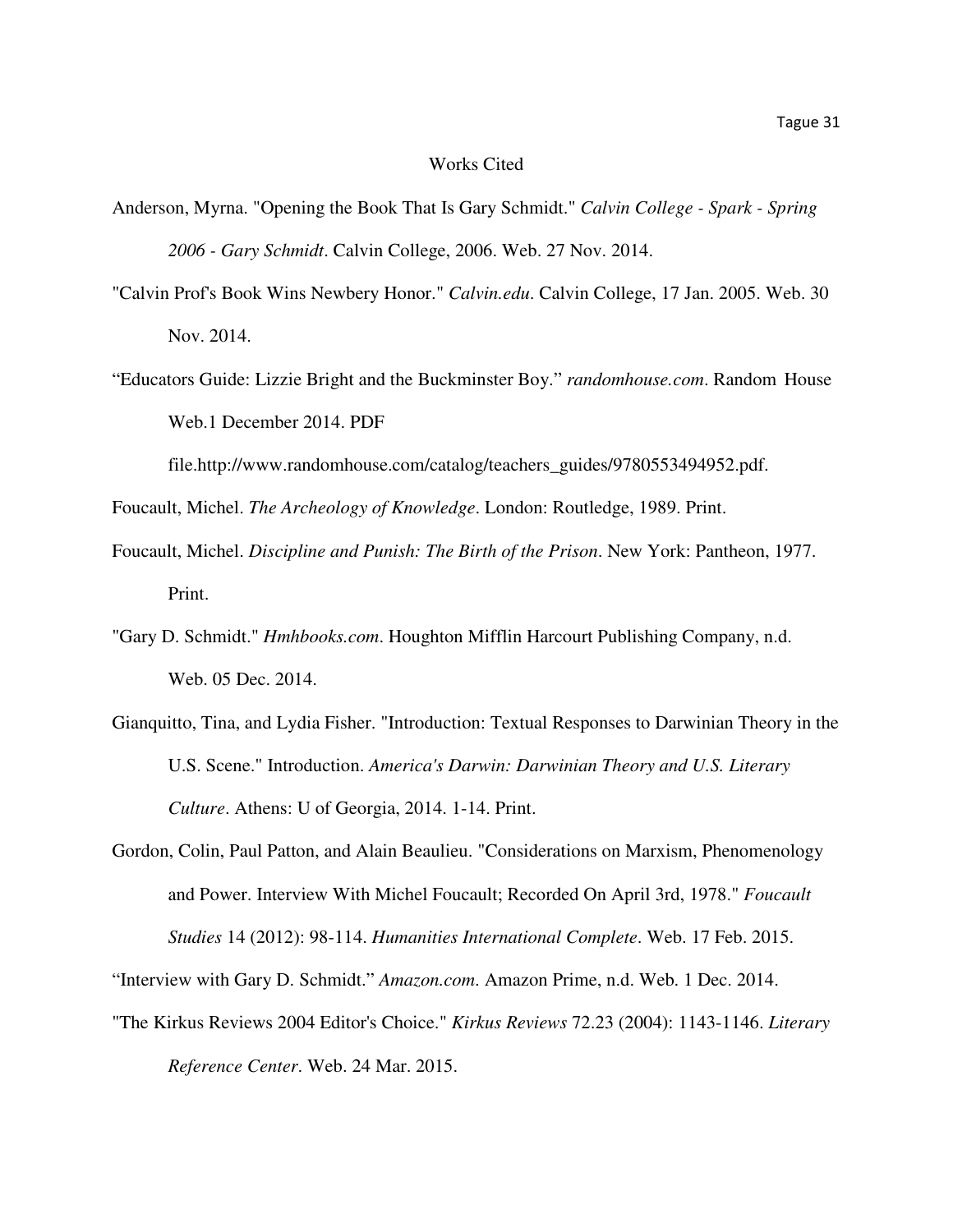# Works Cited

Anderson, Myrna. "Opening the Book That Is Gary Schmidt." *Calvin College - Spark - Spring 2006 - Gary Schmidt*. Calvin College, 2006. Web. 27 Nov. 2014.

"Calvin Prof's Book Wins Newbery Honor." *Calvin.edu*. Calvin College, 17 Jan. 2005. Web. 30 Nov. 2014.

"Educators Guide: Lizzie Bright and the Buckminster Boy." *randomhouse.com*. Random House Web.1 December 2014. PDF file.http://www.randomhouse.com/catalog/teachers_guides/9780553494952.pdf.

Foucault, Michel. *The Archeology of Knowledge*. London: Routledge, 1989. Print.

Foucault, Michel. *Discipline and Punish: The Birth of the Prison*. New York: Pantheon, 1977. Print.

"Gary D. Schmidt." *Hmhbooks.com*. Houghton Mifflin Harcourt Publishing Company, n.d. Web. 05 Dec. 2014.

Gianquitto, Tina, and Lydia Fisher. "Introduction: Textual Responses to Darwinian Theory in the U.S. Scene." Introduction. *America's Darwin: Darwinian Theory and U.S. Literary Culture*. Athens: U of Georgia, 2014. 1-14. Print.

Gordon, Colin, Paul Patton, and Alain Beaulieu. "Considerations on Marxism, Phenomenology and Power. Interview With Michel Foucault; Recorded On April 3rd, 1978." *Foucault Studies* 14 (2012): 98-114. *Humanities International Complete*. Web. 17 Feb. 2015.

"Interview with Gary D. Schmidt." *Amazon.com*. Amazon Prime, n.d. Web. 1 Dec. 2014.

"The Kirkus Reviews 2004 Editor's Choice." *Kirkus Reviews* 72.23 (2004): 1143-1146. *Literary Reference Center*. Web. 24 Mar. 2015.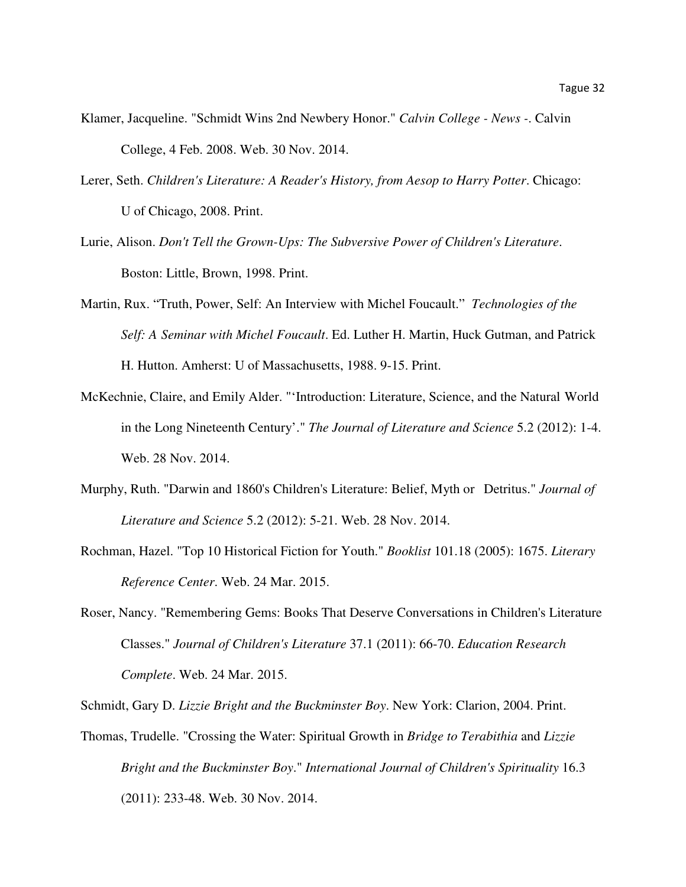Klamer, Jacqueline. "Schmidt Wins 2nd Newbery Honor." *Calvin College - News -*. Calvin College, 4 Feb. 2008. Web. 30 Nov. 2014.

Lerer, Seth. *Children's Literature: A Reader's History, from Aesop to Harry Potter*. Chicago: U of Chicago, 2008. Print.

Lurie, Alison. *Don't Tell the Grown-Ups: The Subversive Power of Children's Literature*. Boston: Little, Brown, 1998. Print.

Martin, Rux. "Truth, Power, Self: An Interview with Michel Foucault." *Technologies of the Self: A Seminar with Michel Foucault*. Ed. Luther H. Martin, Huck Gutman, and Patrick H. Hutton. Amherst: U of Massachusetts, 1988. 9-15. Print.

McKechnie, Claire, and Emily Alder. "'Introduction: Literature, Science, and the Natural World in the Long Nineteenth Century'." *The Journal of Literature and Science* 5.2 (2012): 1-4. Web. 28 Nov. 2014.

Murphy, Ruth. "Darwin and 1860's Children's Literature: Belief, Myth or Detritus." *Journal of Literature and Science* 5.2 (2012): 5-21. Web. 28 Nov. 2014.

Rochman, Hazel. "Top 10 Historical Fiction for Youth." *Booklist* 101.18 (2005): 1675. *Literary Reference Center*. Web. 24 Mar. 2015.

Roser, Nancy. "Remembering Gems: Books That Deserve Conversations in Children's Literature Classes." *Journal of Children's Literature* 37.1 (2011): 66-70. *Education Research Complete*. Web. 24 Mar. 2015.

Schmidt, Gary D. *Lizzie Bright and the Buckminster Boy*. New York: Clarion, 2004. Print.

Thomas, Trudelle. "Crossing the Water: Spiritual Growth in *Bridge to Terabithia* and *Lizzie Bright and the Buckminster Boy*." *International Journal of Children's Spirituality* 16.3 (2011): 233-48. Web. 30 Nov. 2014.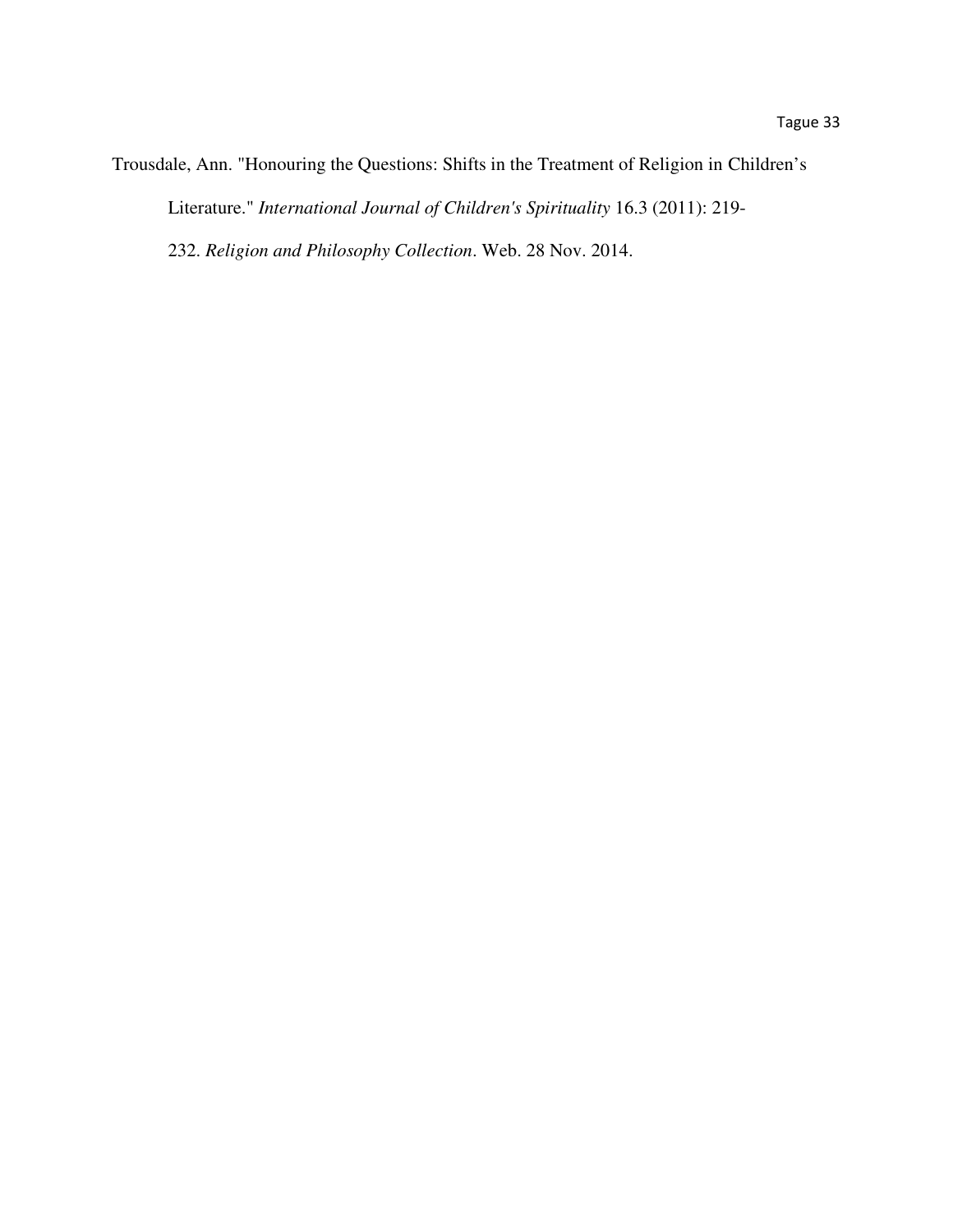Trousdale, Ann. "Honouring the Questions: Shifts in the Treatment of Religion in Children's Literature." *International Journal of Children's Spirituality* 16.3 (2011): 219-232. *Religion and Philosophy Collection*. Web. 28 Nov. 2014.